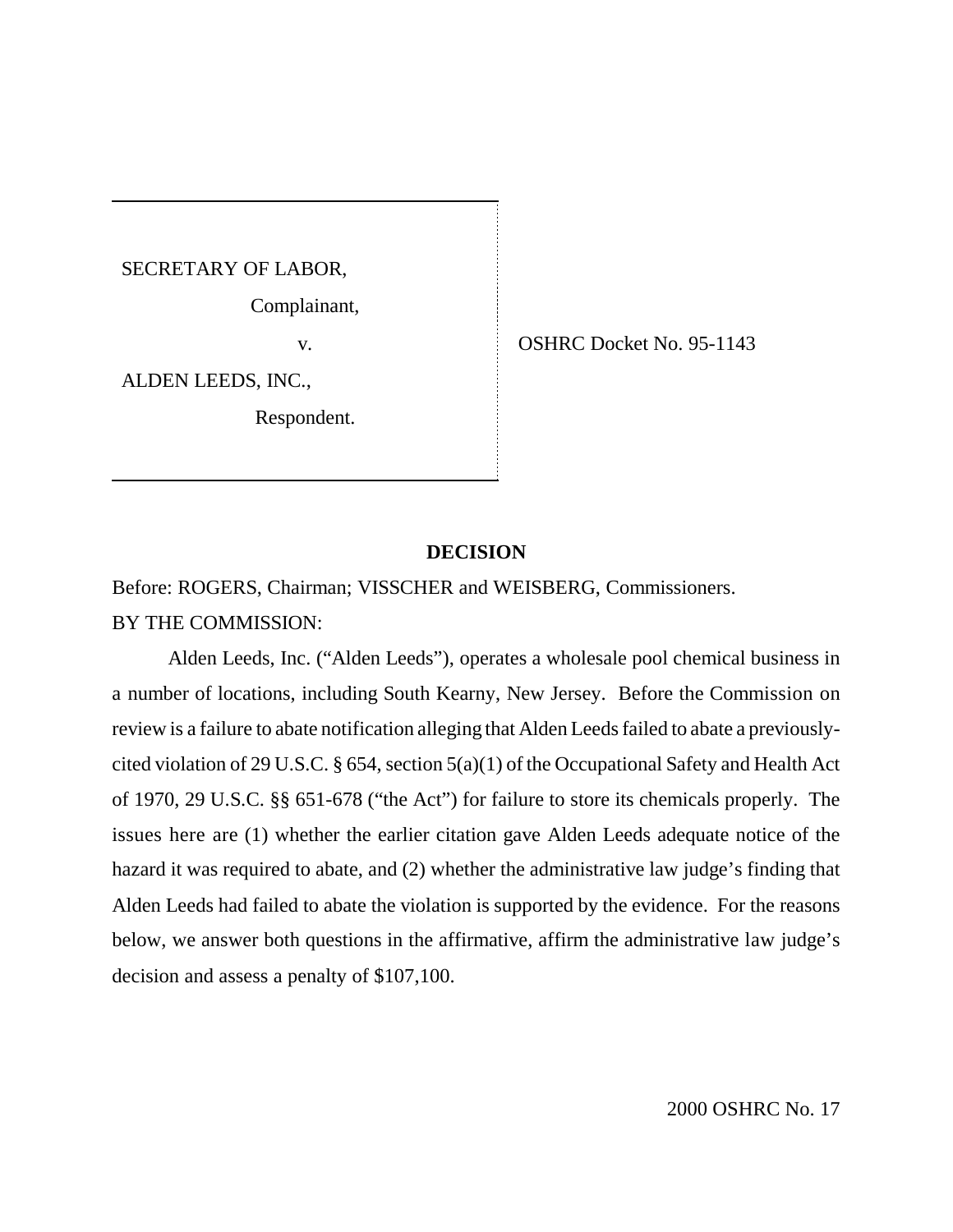SECRETARY OF LABOR,

Complainant,

v.

ALDEN LEEDS, INC.,

Respondent.

OSHRC Docket No. 95-1143

## DECISION

Before: ROGERS, Chairman; VISSCHER and WEISBERG, Commissioners.

BY THE COMMISSION:

Alden Leeds, Inc. ("Alden Leeds"), operates a wholesale pool chemical business in a number of locations, including South Kearny, New Jersey. Before the Commission on review is a failure to abate notification alleging that Alden Leeds failed to abate a previously-cited violation of 29 U.S.C. § 654, section 5(a)(1) of the Occupational Safety and Health Act of 1970, 29 U.S.C. §§ 651-678 ("the Act") for failure to store its chemicals properly. The issues here are (1) whether the earlier citation gave Alden Leeds adequate notice of the hazard it was required to abate, and (2) whether the administrative law judge's finding that Alden Leeds had failed to abate the violation is supported by the evidence. For the reasons below, we answer both questions in the affirmative, affirm the administrative law judge's decision and assess a penalty of $107,100.

2000 OSHRC No. 17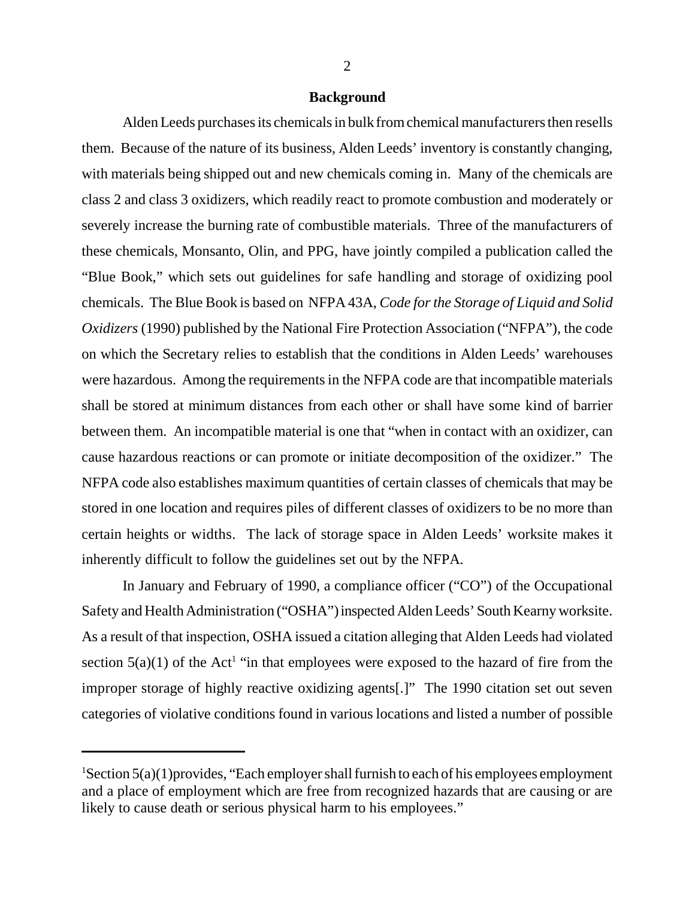## Background

Alden Leeds purchases its chemicals in bulk from chemical manufacturers then resells them. Because of the nature of its business, Alden Leeds' inventory is constantly changing, with materials being shipped out and new chemicals coming in. Many of the chemicals are class 2 and class 3 oxidizers, which readily react to promote combustion and moderately or severely increase the burning rate of combustible materials. Three of the manufacturers of these chemicals, Monsanto, Olin, and PPG, have jointly compiled a publication called the "Blue Book," which sets out guidelines for safe handling and storage of oxidizing pool chemicals. The Blue Book is based on NFPA 43A, *Code for the Storage of Liquid and Solid Oxidizers* (1990) published by the National Fire Protection Association ("NFPA"), the code on which the Secretary relies to establish that the conditions in Alden Leeds' warehouses were hazardous. Among the requirements in the NFPA code are that incompatible materials shall be stored at minimum distances from each other or shall have some kind of barrier between them. An incompatible material is one that "when in contact with an oxidizer, can cause hazardous reactions or can promote or initiate decomposition of the oxidizer." The NFPA code also establishes maximum quantities of certain classes of chemicals that may be stored in one location and requires piles of different classes of oxidizers to be no more than certain heights or widths. The lack of storage space in Alden Leeds' worksite makes it inherently difficult to follow the guidelines set out by the NFPA.

In January and February of 1990, a compliance officer ("CO") of the Occupational Safety and Health Administration ("OSHA") inspected Alden Leeds' South Kearny worksite. As a result of that inspection, OSHA issued a citation alleging that Alden Leeds had violated section 5(a)(1) of the Act[1] "in that employees were exposed to the hazard of fire from the improper storage of highly reactive oxidizing agents[.]" The 1990 citation set out seven categories of violative conditions found in various locations and listed a number of possible

---

[1]Section 5(a)(1)provides, "Each employer shall furnish to each of his employees employment and a place of employment which are free from recognized hazards that are causing or are likely to cause death or serious physical harm to his employees."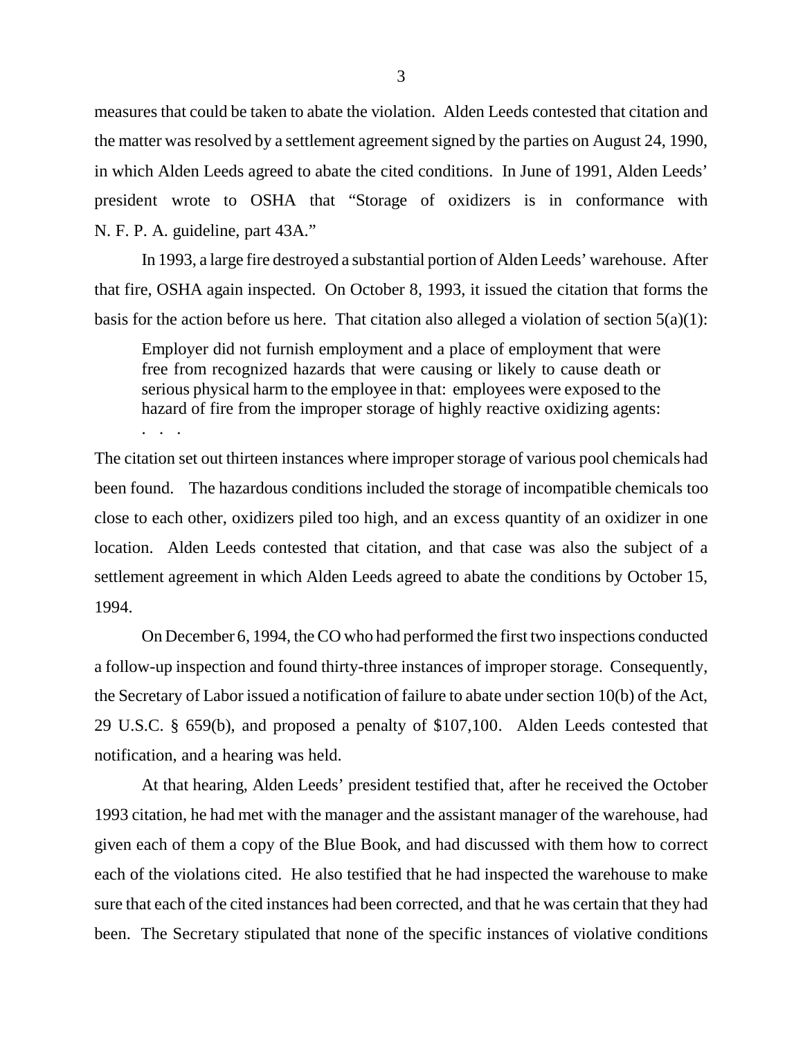measures that could be taken to abate the violation. Alden Leeds contested that citation and the matter was resolved by a settlement agreement signed by the parties on August 24, 1990, in which Alden Leeds agreed to abate the cited conditions. In June of 1991, Alden Leeds' president wrote to OSHA that "Storage of oxidizers is in conformance with N. F. P. A. guideline, part 43A."

In 1993, a large fire destroyed a substantial portion of Alden Leeds' warehouse. After that fire, OSHA again inspected. On October 8, 1993, it issued the citation that forms the basis for the action before us here. That citation also alleged a violation of section 5(a)(1):

> Employer did not furnish employment and a place of employment that were free from recognized hazards that were causing or likely to cause death or serious physical harm to the employee in that: employees were exposed to the hazard of fire from the improper storage of highly reactive oxidizing agents: . . .

The citation set out thirteen instances where improper storage of various pool chemicals had been found. The hazardous conditions included the storage of incompatible chemicals too close to each other, oxidizers piled too high, and an excess quantity of an oxidizer in one location. Alden Leeds contested that citation, and that case was also the subject of a settlement agreement in which Alden Leeds agreed to abate the conditions by October 15, 1994.

On December 6, 1994, the CO who had performed the first two inspections conducted a follow-up inspection and found thirty-three instances of improper storage. Consequently, the Secretary of Labor issued a notification of failure to abate under section 10(b) of the Act, 29 U.S.C. § 659(b), and proposed a penalty of $107,100. Alden Leeds contested that notification, and a hearing was held.

At that hearing, Alden Leeds' president testified that, after he received the October 1993 citation, he had met with the manager and the assistant manager of the warehouse, had given each of them a copy of the Blue Book, and had discussed with them how to correct each of the violations cited. He also testified that he had inspected the warehouse to make sure that each of the cited instances had been corrected, and that he was certain that they had been. The Secretary stipulated that none of the specific instances of violative conditions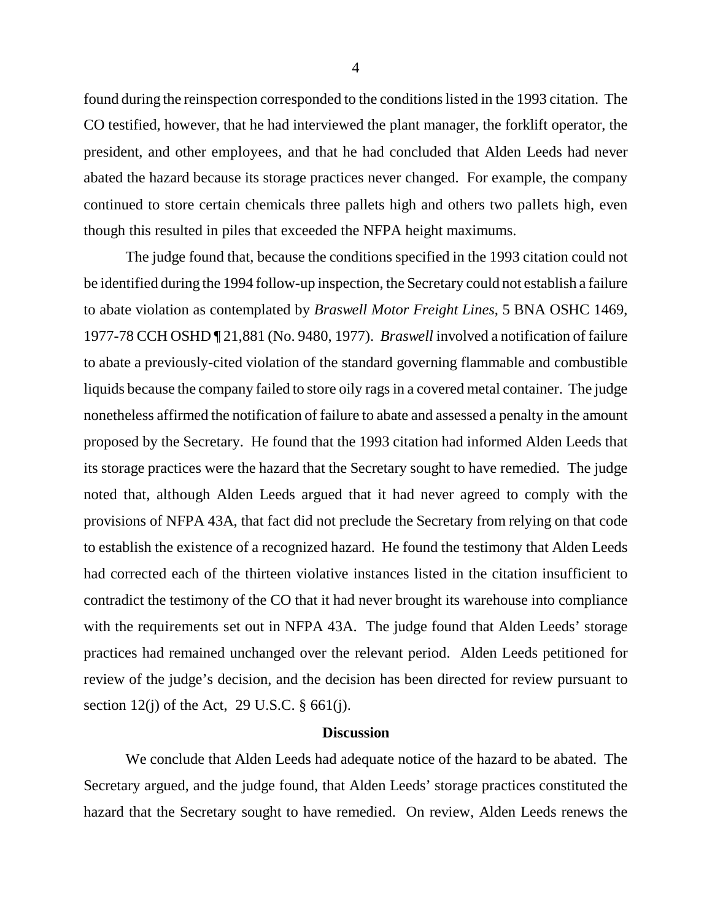found during the reinspection corresponded to the conditions listed in the 1993 citation. The CO testified, however, that he had interviewed the plant manager, the forklift operator, the president, and other employees, and that he had concluded that Alden Leeds had never abated the hazard because its storage practices never changed. For example, the company continued to store certain chemicals three pallets high and others two pallets high, even though this resulted in piles that exceeded the NFPA height maximums.

The judge found that, because the conditions specified in the 1993 citation could not be identified during the 1994 follow-up inspection, the Secretary could not establish a failure to abate violation as contemplated by *Braswell Motor Freight Lines*, 5 BNA OSHC 1469, 1977-78 CCH OSHD ¶ 21,881 (No. 9480, 1977). *Braswell* involved a notification of failure to abate a previously-cited violation of the standard governing flammable and combustible liquids because the company failed to store oily rags in a covered metal container. The judge nonetheless affirmed the notification of failure to abate and assessed a penalty in the amount proposed by the Secretary. He found that the 1993 citation had informed Alden Leeds that its storage practices were the hazard that the Secretary sought to have remedied. The judge noted that, although Alden Leeds argued that it had never agreed to comply with the provisions of NFPA 43A, that fact did not preclude the Secretary from relying on that code to establish the existence of a recognized hazard. He found the testimony that Alden Leeds had corrected each of the thirteen violative instances listed in the citation insufficient to contradict the testimony of the CO that it had never brought its warehouse into compliance with the requirements set out in NFPA 43A. The judge found that Alden Leeds' storage practices had remained unchanged over the relevant period. Alden Leeds petitioned for review of the judge's decision, and the decision has been directed for review pursuant to section 12(j) of the Act, 29 U.S.C. § 661(j).

## Discussion

We conclude that Alden Leeds had adequate notice of the hazard to be abated. The Secretary argued, and the judge found, that Alden Leeds' storage practices constituted the hazard that the Secretary sought to have remedied. On review, Alden Leeds renews the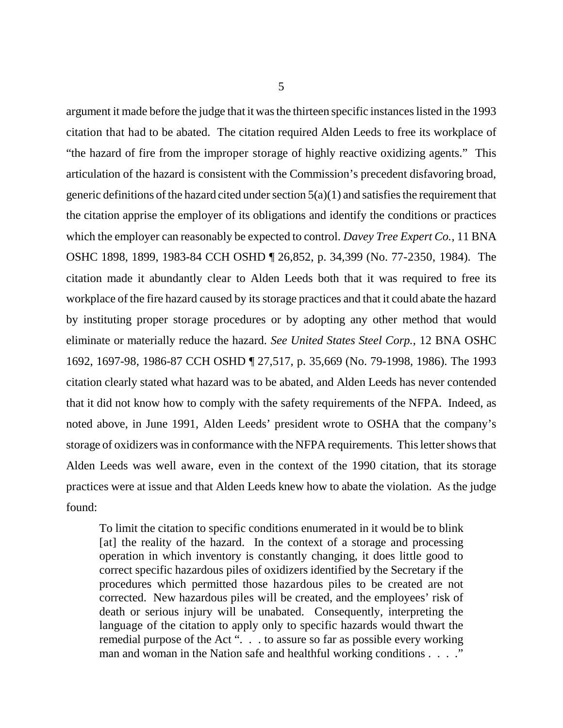argument it made before the judge that it was the thirteen specific instances listed in the 1993 citation that had to be abated. The citation required Alden Leeds to free its workplace of "the hazard of fire from the improper storage of highly reactive oxidizing agents." This articulation of the hazard is consistent with the Commission's precedent disfavoring broad, generic definitions of the hazard cited under section 5(a)(1) and satisfies the requirement that the citation apprise the employer of its obligations and identify the conditions or practices which the employer can reasonably be expected to control. *Davey Tree Expert Co.*, 11 BNA OSHC 1898, 1899, 1983-84 CCH OSHD ¶ 26,852, p. 34,399 (No. 77-2350, 1984). The citation made it abundantly clear to Alden Leeds both that it was required to free its workplace of the fire hazard caused by its storage practices and that it could abate the hazard by instituting proper storage procedures or by adopting any other method that would eliminate or materially reduce the hazard. *See United States Steel Corp.*, 12 BNA OSHC 1692, 1697-98, 1986-87 CCH OSHD ¶ 27,517, p. 35,669 (No. 79-1998, 1986). The 1993 citation clearly stated what hazard was to be abated, and Alden Leeds has never contended that it did not know how to comply with the safety requirements of the NFPA. Indeed, as noted above, in June 1991, Alden Leeds' president wrote to OSHA that the company's storage of oxidizers was in conformance with the NFPA requirements. This letter shows that Alden Leeds was well aware, even in the context of the 1990 citation, that its storage practices were at issue and that Alden Leeds knew how to abate the violation. As the judge found:

> To limit the citation to specific conditions enumerated in it would be to blink [at] the reality of the hazard. In the context of a storage and processing operation in which inventory is constantly changing, it does little good to correct specific hazardous piles of oxidizers identified by the Secretary if the procedures which permitted those hazardous piles to be created are not corrected. New hazardous piles will be created, and the employees' risk of death or serious injury will be unabated. Consequently, interpreting the language of the citation to apply only to specific hazards would thwart the remedial purpose of the Act ". . . to assure so far as possible every working man and woman in the Nation safe and healthful working conditions . . . ."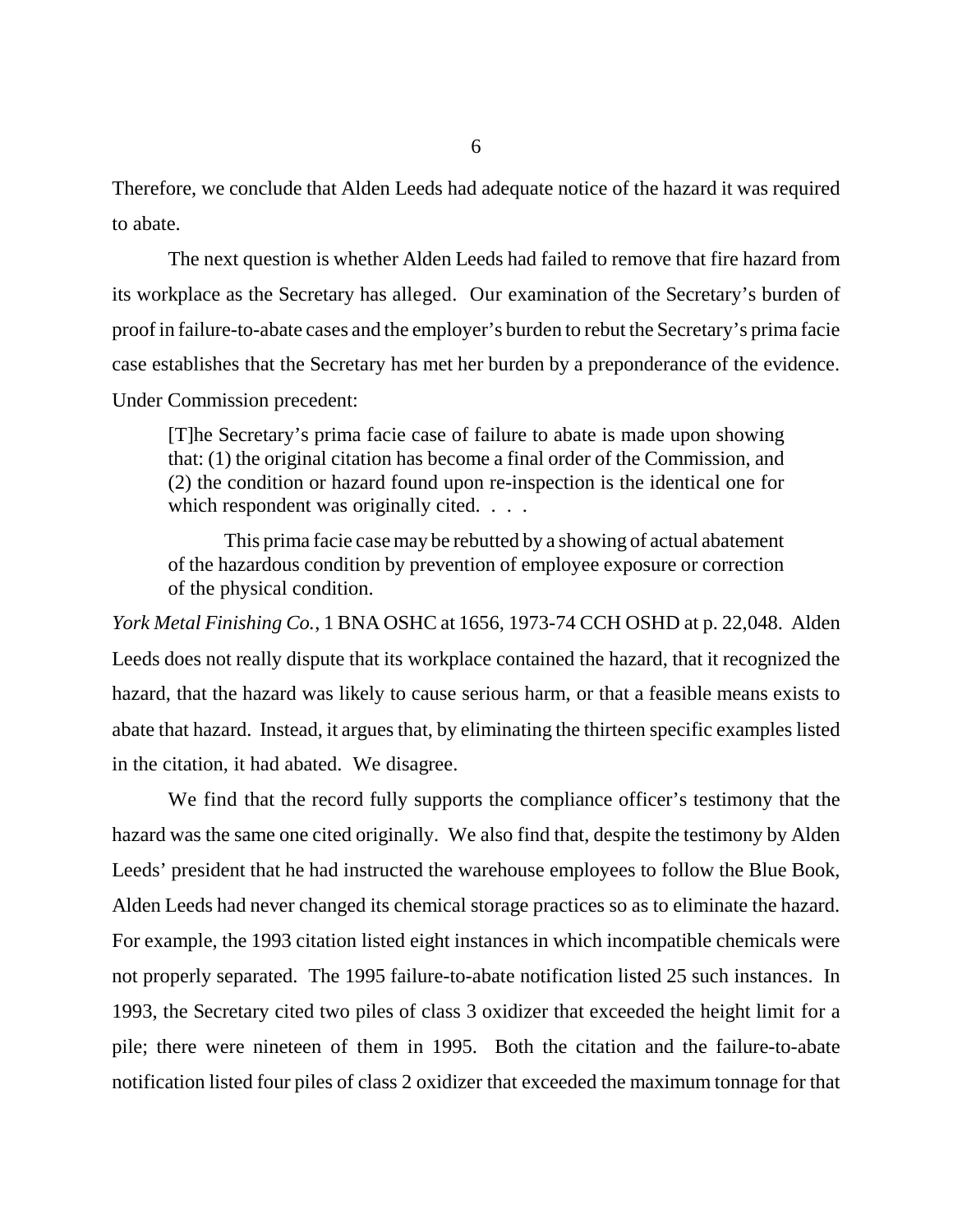Therefore, we conclude that Alden Leeds had adequate notice of the hazard it was required to abate.

The next question is whether Alden Leeds had failed to remove that fire hazard from its workplace as the Secretary has alleged. Our examination of the Secretary's burden of proof in failure-to-abate cases and the employer's burden to rebut the Secretary's prima facie case establishes that the Secretary has met her burden by a preponderance of the evidence. Under Commission precedent:

> [T]he Secretary's prima facie case of failure to abate is made upon showing that: (1) the original citation has become a final order of the Commission, and (2) the condition or hazard found upon re-inspection is the identical one for which respondent was originally cited. . . .
>
> This prima facie case may be rebutted by a showing of actual abatement of the hazardous condition by prevention of employee exposure or correction of the physical condition.

*York Metal Finishing Co.*, 1 BNA OSHC at 1656, 1973-74 CCH OSHD at p. 22,048. Alden Leeds does not really dispute that its workplace contained the hazard, that it recognized the hazard, that the hazard was likely to cause serious harm, or that a feasible means exists to abate that hazard. Instead, it argues that, by eliminating the thirteen specific examples listed in the citation, it had abated. We disagree.

We find that the record fully supports the compliance officer's testimony that the hazard was the same one cited originally. We also find that, despite the testimony by Alden Leeds' president that he had instructed the warehouse employees to follow the Blue Book, Alden Leeds had never changed its chemical storage practices so as to eliminate the hazard. For example, the 1993 citation listed eight instances in which incompatible chemicals were not properly separated. The 1995 failure-to-abate notification listed 25 such instances. In 1993, the Secretary cited two piles of class 3 oxidizer that exceeded the height limit for a pile; there were nineteen of them in 1995. Both the citation and the failure-to-abate notification listed four piles of class 2 oxidizer that exceeded the maximum tonnage for that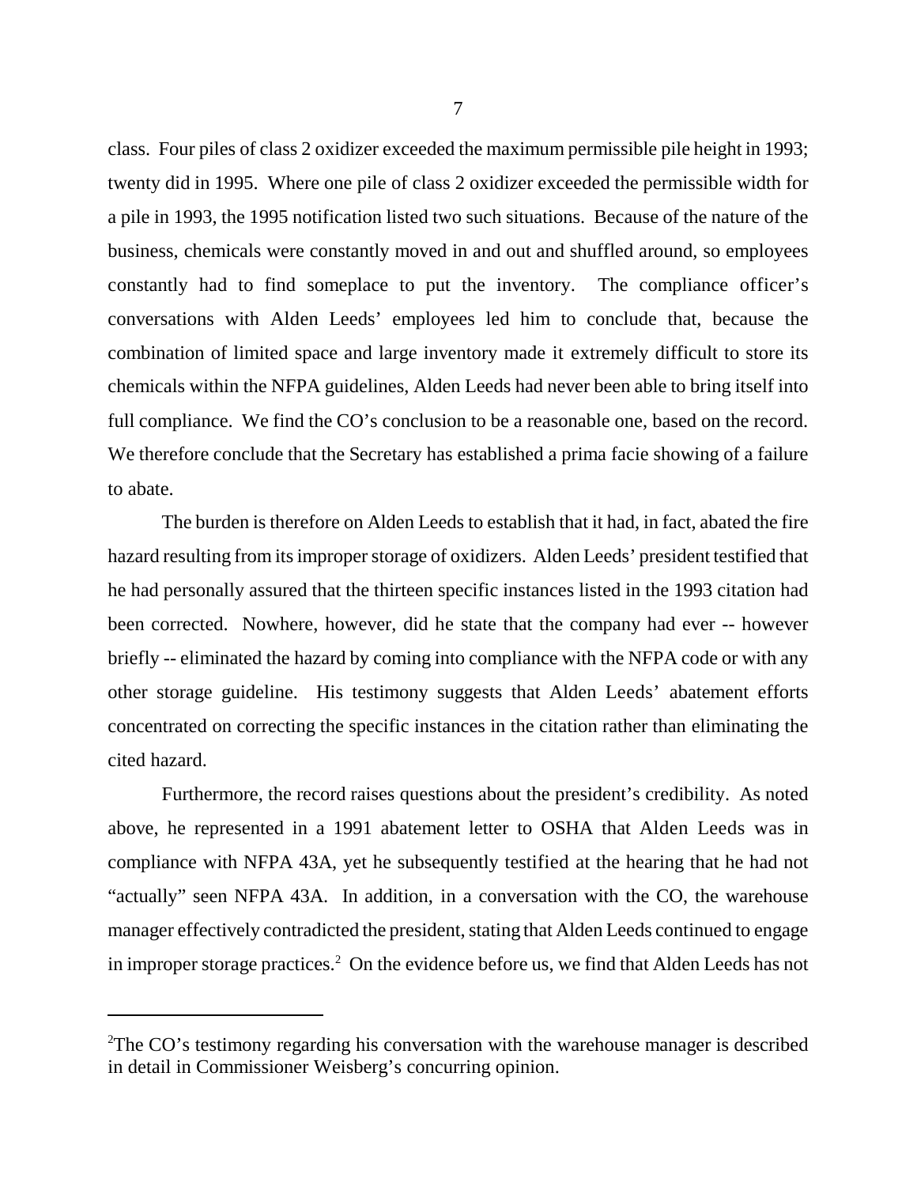class. Four piles of class 2 oxidizer exceeded the maximum permissible pile height in 1993; twenty did in 1995. Where one pile of class 2 oxidizer exceeded the permissible width for a pile in 1993, the 1995 notification listed two such situations. Because of the nature of the business, chemicals were constantly moved in and out and shuffled around, so employees constantly had to find someplace to put the inventory. The compliance officer's conversations with Alden Leeds' employees led him to conclude that, because the combination of limited space and large inventory made it extremely difficult to store its chemicals within the NFPA guidelines, Alden Leeds had never been able to bring itself into full compliance. We find the CO's conclusion to be a reasonable one, based on the record. We therefore conclude that the Secretary has established a prima facie showing of a failure to abate.

The burden is therefore on Alden Leeds to establish that it had, in fact, abated the fire hazard resulting from its improper storage of oxidizers. Alden Leeds' president testified that he had personally assured that the thirteen specific instances listed in the 1993 citation had been corrected. Nowhere, however, did he state that the company had ever -- however briefly -- eliminated the hazard by coming into compliance with the NFPA code or with any other storage guideline. His testimony suggests that Alden Leeds' abatement efforts concentrated on correcting the specific instances in the citation rather than eliminating the cited hazard.

Furthermore, the record raises questions about the president's credibility. As noted above, he represented in a 1991 abatement letter to OSHA that Alden Leeds was in compliance with NFPA 43A, yet he subsequently testified at the hearing that he had not "actually" seen NFPA 43A. In addition, in a conversation with the CO, the warehouse manager effectively contradicted the president, stating that Alden Leeds continued to engage in improper storage practices.[2] On the evidence before us, we find that Alden Leeds has not

[2]The CO's testimony regarding his conversation with the warehouse manager is described in detail in Commissioner Weisberg's concurring opinion.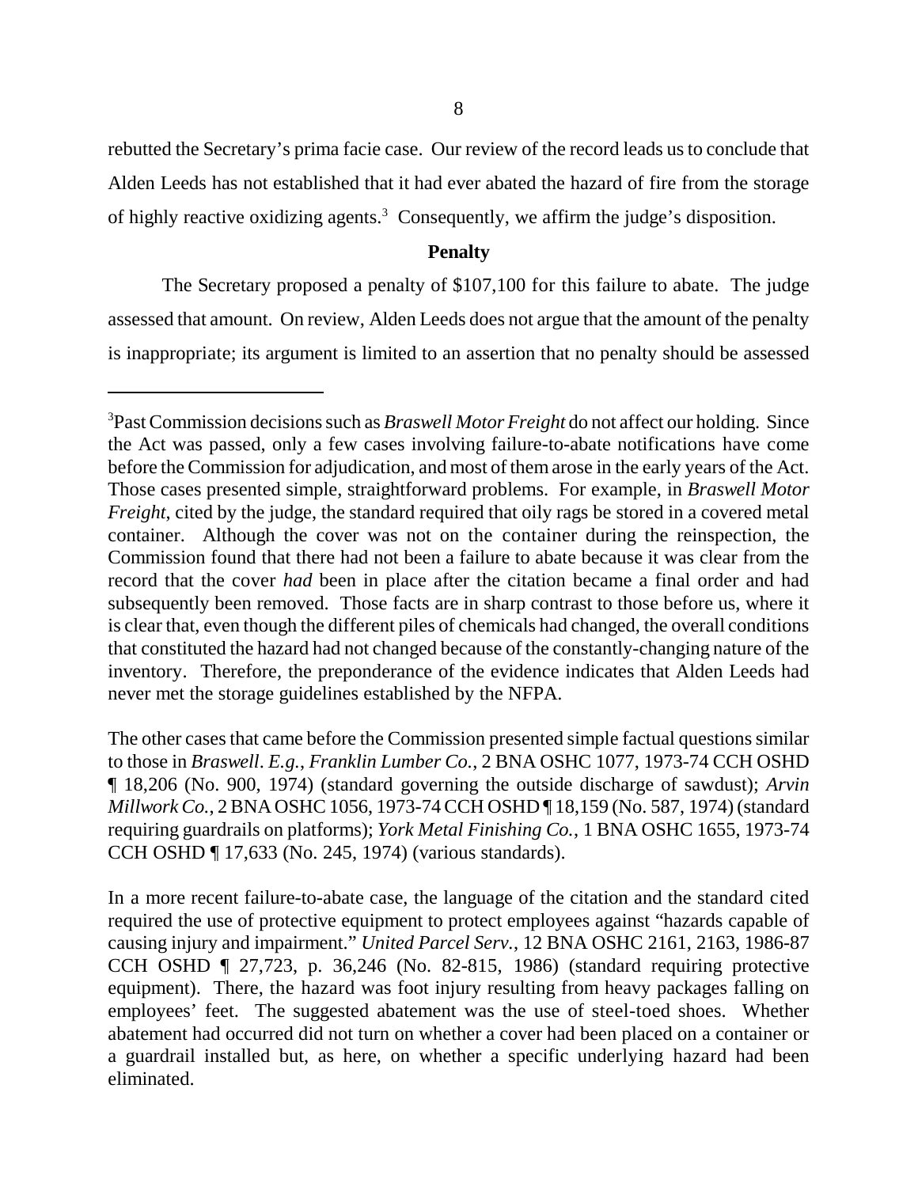rebutted the Secretary's prima facie case. Our review of the record leads us to conclude that Alden Leeds has not established that it had ever abated the hazard of fire from the storage of highly reactive oxidizing agents.[3] Consequently, we affirm the judge's disposition.

**Penalty**

The Secretary proposed a penalty of $107,100 for this failure to abate. The judge assessed that amount. On review, Alden Leeds does not argue that the amount of the penalty is inappropriate; its argument is limited to an assertion that no penalty should be assessed

---

[3] Past Commission decisions such as *Braswell Motor Freight* do not affect our holding. Since the Act was passed, only a few cases involving failure-to-abate notifications have come before the Commission for adjudication, and most of them arose in the early years of the Act. Those cases presented simple, straightforward problems. For example, in *Braswell Motor Freight*, cited by the judge, the standard required that oily rags be stored in a covered metal container. Although the cover was not on the container during the reinspection, the Commission found that there had not been a failure to abate because it was clear from the record that the cover *had* been in place after the citation became a final order and had subsequently been removed. Those facts are in sharp contrast to those before us, where it is clear that, even though the different piles of chemicals had changed, the overall conditions that constituted the hazard had not changed because of the constantly-changing nature of the inventory. Therefore, the preponderance of the evidence indicates that Alden Leeds had never met the storage guidelines established by the NFPA.

The other cases that came before the Commission presented simple factual questions similar to those in *Braswell*. *E.g.*, *Franklin Lumber Co.*, 2 BNA OSHC 1077, 1973-74 CCH OSHD ¶ 18,206 (No. 900, 1974) (standard governing the outside discharge of sawdust); *Arvin Millwork Co.*, 2 BNA OSHC 1056, 1973-74 CCH OSHD ¶ 18,159 (No. 587, 1974) (standard requiring guardrails on platforms); *York Metal Finishing Co.*, 1 BNA OSHC 1655, 1973-74 CCH OSHD ¶ 17,633 (No. 245, 1974) (various standards).

In a more recent failure-to-abate case, the language of the citation and the standard cited required the use of protective equipment to protect employees against "hazards capable of causing injury and impairment." *United Parcel Serv.*, 12 BNA OSHC 2161, 2163, 1986-87 CCH OSHD ¶ 27,723, p. 36,246 (No. 82-815, 1986) (standard requiring protective equipment). There, the hazard was foot injury resulting from heavy packages falling on employees' feet. The suggested abatement was the use of steel-toed shoes. Whether abatement had occurred did not turn on whether a cover had been placed on a container or a guardrail installed but, as here, on whether a specific underlying hazard had been eliminated.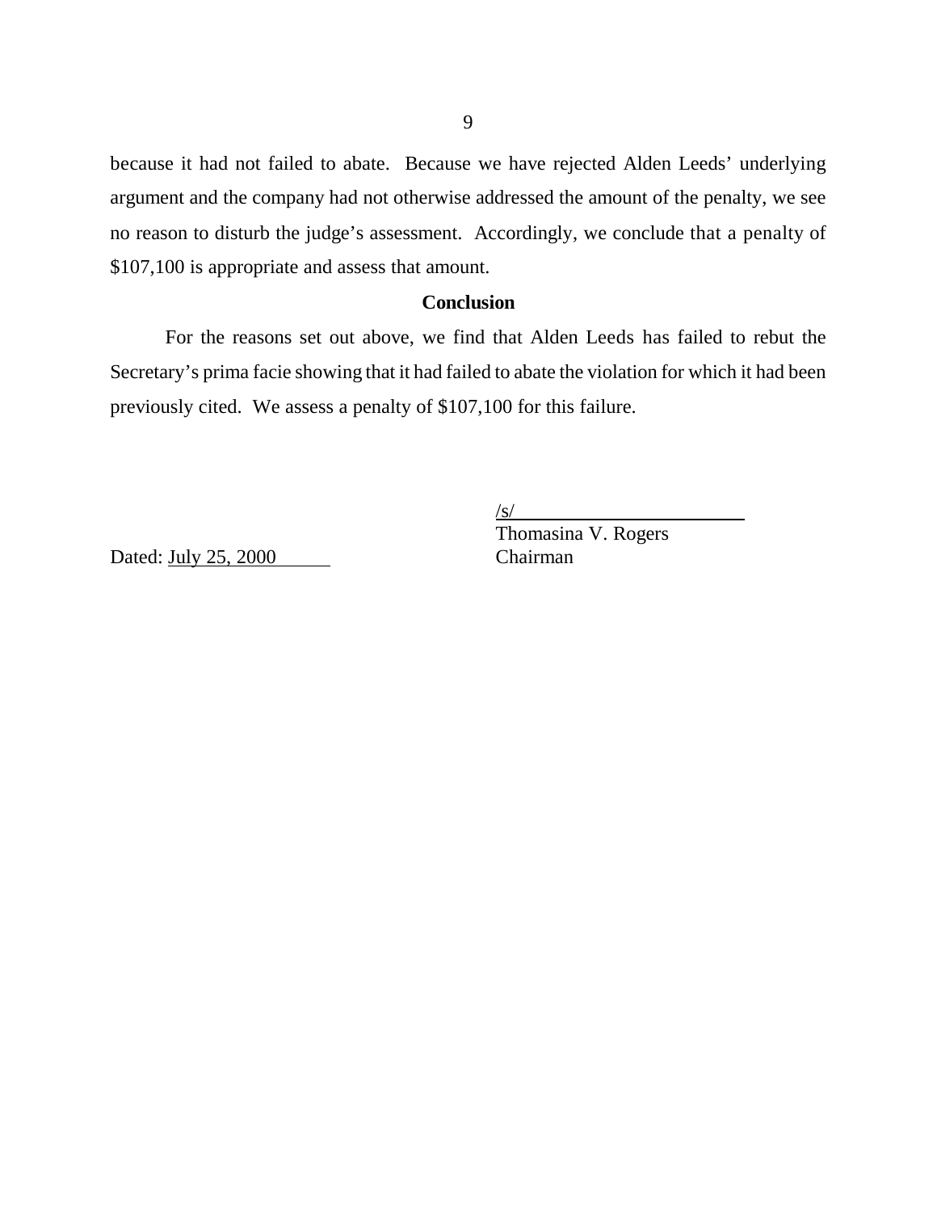because it had not failed to abate. Because we have rejected Alden Leeds' underlying argument and the company had not otherwise addressed the amount of the penalty, we see no reason to disturb the judge's assessment. Accordingly, we conclude that a penalty of $107,100 is appropriate and assess that amount.

## Conclusion

For the reasons set out above, we find that Alden Leeds has failed to rebut the Secretary's prima facie showing that it had failed to abate the violation for which it had been previously cited. We assess a penalty of $107,100 for this failure.

/s/
Thomasina V. Rogers
Chairman

Dated: July 25, 2000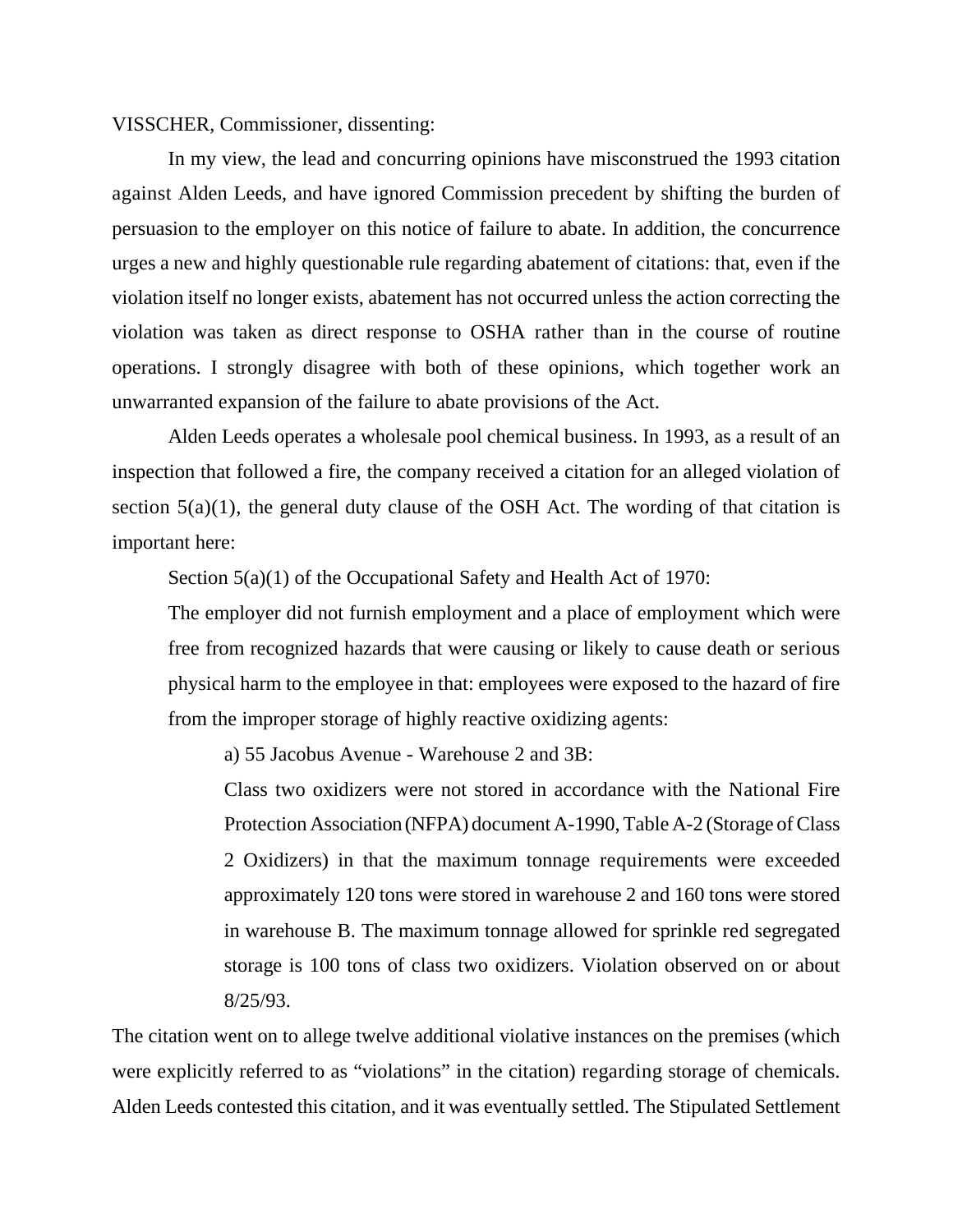VISSCHER, Commissioner, dissenting:

In my view, the lead and concurring opinions have misconstrued the 1993 citation against Alden Leeds, and have ignored Commission precedent by shifting the burden of persuasion to the employer on this notice of failure to abate. In addition, the concurrence urges a new and highly questionable rule regarding abatement of citations: that, even if the violation itself no longer exists, abatement has not occurred unless the action correcting the violation was taken as direct response to OSHA rather than in the course of routine operations. I strongly disagree with both of these opinions, which together work an unwarranted expansion of the failure to abate provisions of the Act.

Alden Leeds operates a wholesale pool chemical business. In 1993, as a result of an inspection that followed a fire, the company received a citation for an alleged violation of section 5(a)(1), the general duty clause of the OSH Act. The wording of that citation is important here:

> Section 5(a)(1) of the Occupational Safety and Health Act of 1970:
>
> The employer did not furnish employment and a place of employment which were free from recognized hazards that were causing or likely to cause death or serious physical harm to the employee in that: employees were exposed to the hazard of fire from the improper storage of highly reactive oxidizing agents:
>
> > a) 55 Jacobus Avenue - Warehouse 2 and 3B:
> >
> > Class two oxidizers were not stored in accordance with the National Fire Protection Association (NFPA) document A-1990, Table A-2 (Storage of Class 2 Oxidizers) in that the maximum tonnage requirements were exceeded approximately 120 tons were stored in warehouse 2 and 160 tons were stored in warehouse B. The maximum tonnage allowed for sprinkle red segregated storage is 100 tons of class two oxidizers. Violation observed on or about 8/25/93.

The citation went on to allege twelve additional violative instances on the premises (which were explicitly referred to as "violations" in the citation) regarding storage of chemicals. Alden Leeds contested this citation, and it was eventually settled. The Stipulated Settlement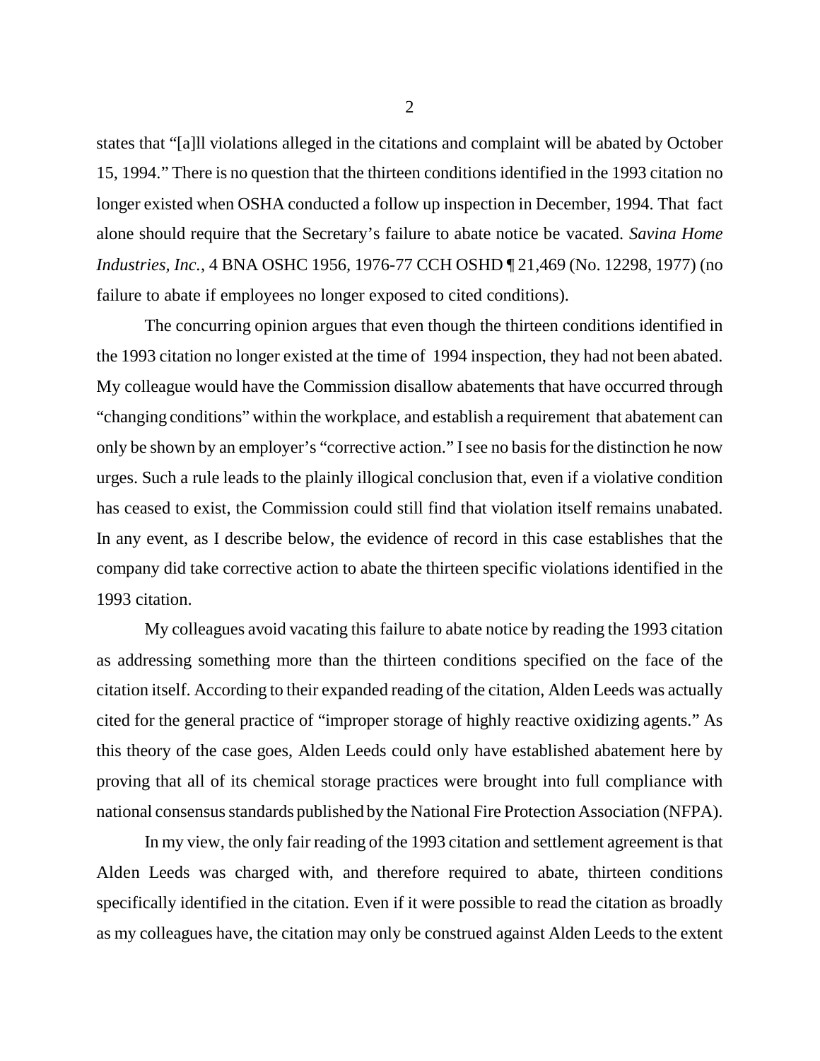states that "[a]ll violations alleged in the citations and complaint will be abated by October 15, 1994." There is no question that the thirteen conditions identified in the 1993 citation no longer existed when OSHA conducted a follow up inspection in December, 1994. That fact alone should require that the Secretary's failure to abate notice be vacated. *Savina Home Industries, Inc.*, 4 BNA OSHC 1956, 1976-77 CCH OSHD ¶ 21,469 (No. 12298, 1977) (no failure to abate if employees no longer exposed to cited conditions).

The concurring opinion argues that even though the thirteen conditions identified in the 1993 citation no longer existed at the time of 1994 inspection, they had not been abated. My colleague would have the Commission disallow abatements that have occurred through "changing conditions" within the workplace, and establish a requirement that abatement can only be shown by an employer's "corrective action." I see no basis for the distinction he now urges. Such a rule leads to the plainly illogical conclusion that, even if a violative condition has ceased to exist, the Commission could still find that violation itself remains unabated. In any event, as I describe below, the evidence of record in this case establishes that the company did take corrective action to abate the thirteen specific violations identified in the 1993 citation.

My colleagues avoid vacating this failure to abate notice by reading the 1993 citation as addressing something more than the thirteen conditions specified on the face of the citation itself. According to their expanded reading of the citation, Alden Leeds was actually cited for the general practice of "improper storage of highly reactive oxidizing agents." As this theory of the case goes, Alden Leeds could only have established abatement here by proving that all of its chemical storage practices were brought into full compliance with national consensus standards published by the National Fire Protection Association (NFPA).

In my view, the only fair reading of the 1993 citation and settlement agreement is that Alden Leeds was charged with, and therefore required to abate, thirteen conditions specifically identified in the citation. Even if it were possible to read the citation as broadly as my colleagues have, the citation may only be construed against Alden Leeds to the extent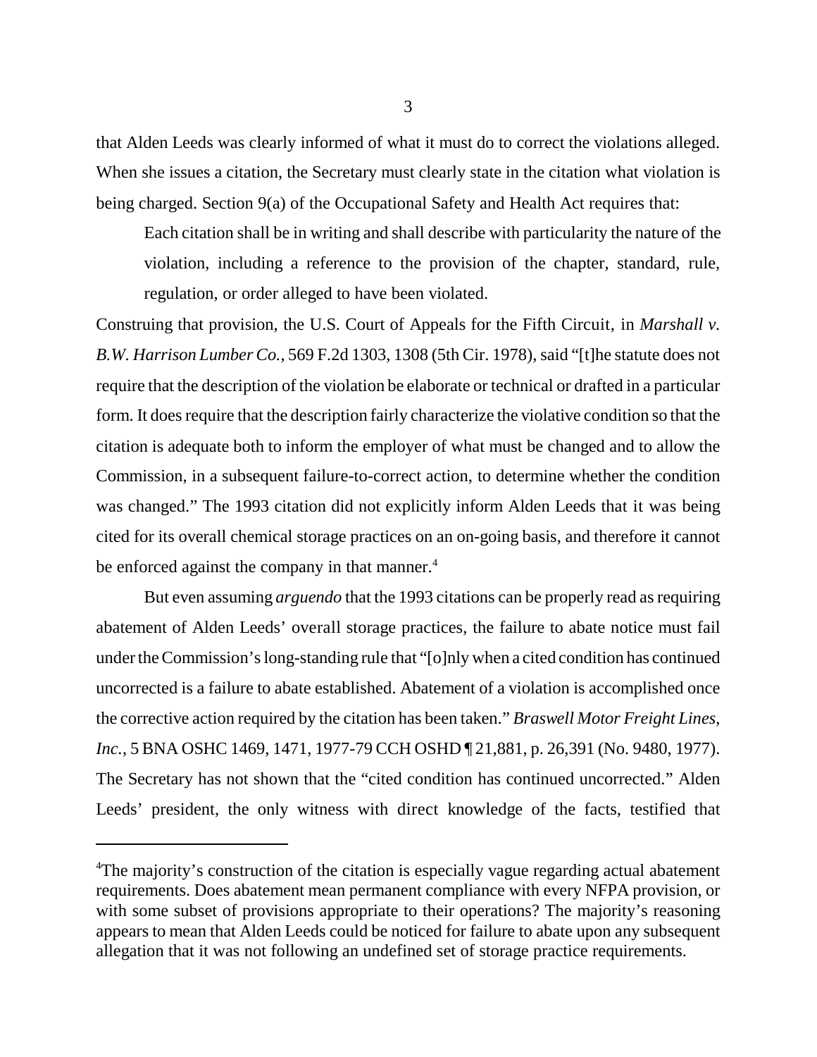that Alden Leeds was clearly informed of what it must do to correct the violations alleged. When she issues a citation, the Secretary must clearly state in the citation what violation is being charged. Section 9(a) of the Occupational Safety and Health Act requires that:

> Each citation shall be in writing and shall describe with particularity the nature of the violation, including a reference to the provision of the chapter, standard, rule, regulation, or order alleged to have been violated.

Construing that provision, the U.S. Court of Appeals for the Fifth Circuit, in *Marshall v. B.W. Harrison Lumber Co.*, 569 F.2d 1303, 1308 (5th Cir. 1978), said "[t]he statute does not require that the description of the violation be elaborate or technical or drafted in a particular form. It does require that the description fairly characterize the violative condition so that the citation is adequate both to inform the employer of what must be changed and to allow the Commission, in a subsequent failure-to-correct action, to determine whether the condition was changed." The 1993 citation did not explicitly inform Alden Leeds that it was being cited for its overall chemical storage practices on an on-going basis, and therefore it cannot be enforced against the company in that manner.[4]

But even assuming *arguendo* that the 1993 citations can be properly read as requiring abatement of Alden Leeds' overall storage practices, the failure to abate notice must fail under the Commission's long-standing rule that "[o]nly when a cited condition has continued uncorrected is a failure to abate established. Abatement of a violation is accomplished once the corrective action required by the citation has been taken." *Braswell Motor Freight Lines, Inc.*, 5 BNA OSHC 1469, 1471, 1977-79 CCH OSHD ¶ 21,881, p. 26,391 (No. 9480, 1977). The Secretary has not shown that the "cited condition has continued uncorrected." Alden Leeds' president, the only witness with direct knowledge of the facts, testified that

[4]The majority's construction of the citation is especially vague regarding actual abatement requirements. Does abatement mean permanent compliance with every NFPA provision, or with some subset of provisions appropriate to their operations? The majority's reasoning appears to mean that Alden Leeds could be noticed for failure to abate upon any subsequent allegation that it was not following an undefined set of storage practice requirements.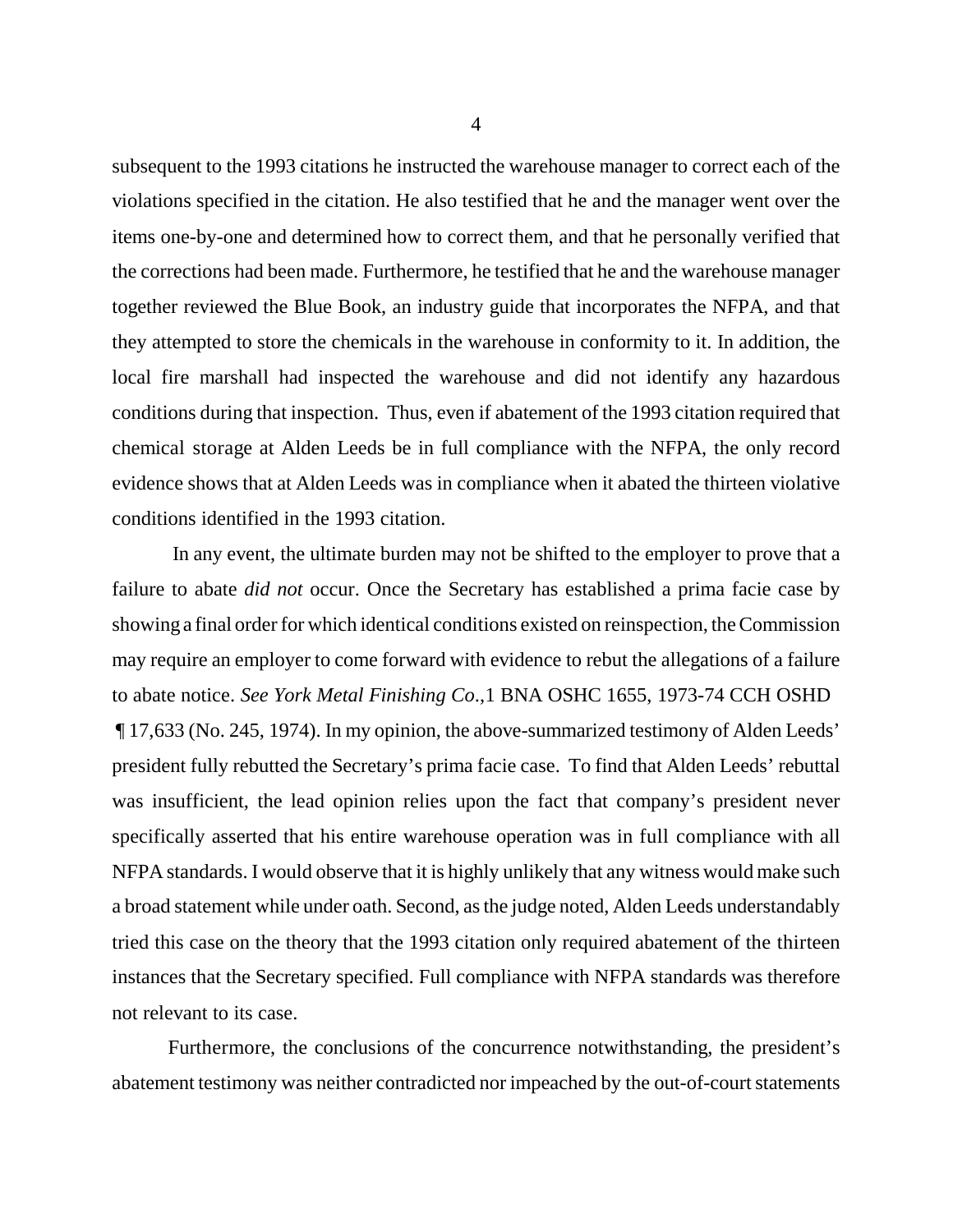subsequent to the 1993 citations he instructed the warehouse manager to correct each of the violations specified in the citation. He also testified that he and the manager went over the items one-by-one and determined how to correct them, and that he personally verified that the corrections had been made. Furthermore, he testified that he and the warehouse manager together reviewed the Blue Book, an industry guide that incorporates the NFPA, and that they attempted to store the chemicals in the warehouse in conformity to it. In addition, the local fire marshall had inspected the warehouse and did not identify any hazardous conditions during that inspection. Thus, even if abatement of the 1993 citation required that chemical storage at Alden Leeds be in full compliance with the NFPA, the only record evidence shows that at Alden Leeds was in compliance when it abated the thirteen violative conditions identified in the 1993 citation.

In any event, the ultimate burden may not be shifted to the employer to prove that a failure to abate *did not* occur. Once the Secretary has established a prima facie case by showing a final order for which identical conditions existed on reinspection, the Commission may require an employer to come forward with evidence to rebut the allegations of a failure to abate notice. *See York Metal Finishing Co*.,1 BNA OSHC 1655, 1973-74 CCH OSHD ¶ 17,633 (No. 245, 1974). In my opinion, the above-summarized testimony of Alden Leeds' president fully rebutted the Secretary's prima facie case. To find that Alden Leeds' rebuttal was insufficient, the lead opinion relies upon the fact that company's president never specifically asserted that his entire warehouse operation was in full compliance with all NFPA standards. I would observe that it is highly unlikely that any witness would make such a broad statement while under oath. Second, as the judge noted, Alden Leeds understandably tried this case on the theory that the 1993 citation only required abatement of the thirteen instances that the Secretary specified. Full compliance with NFPA standards was therefore not relevant to its case.

Furthermore, the conclusions of the concurrence notwithstanding, the president's abatement testimony was neither contradicted nor impeached by the out-of-court statements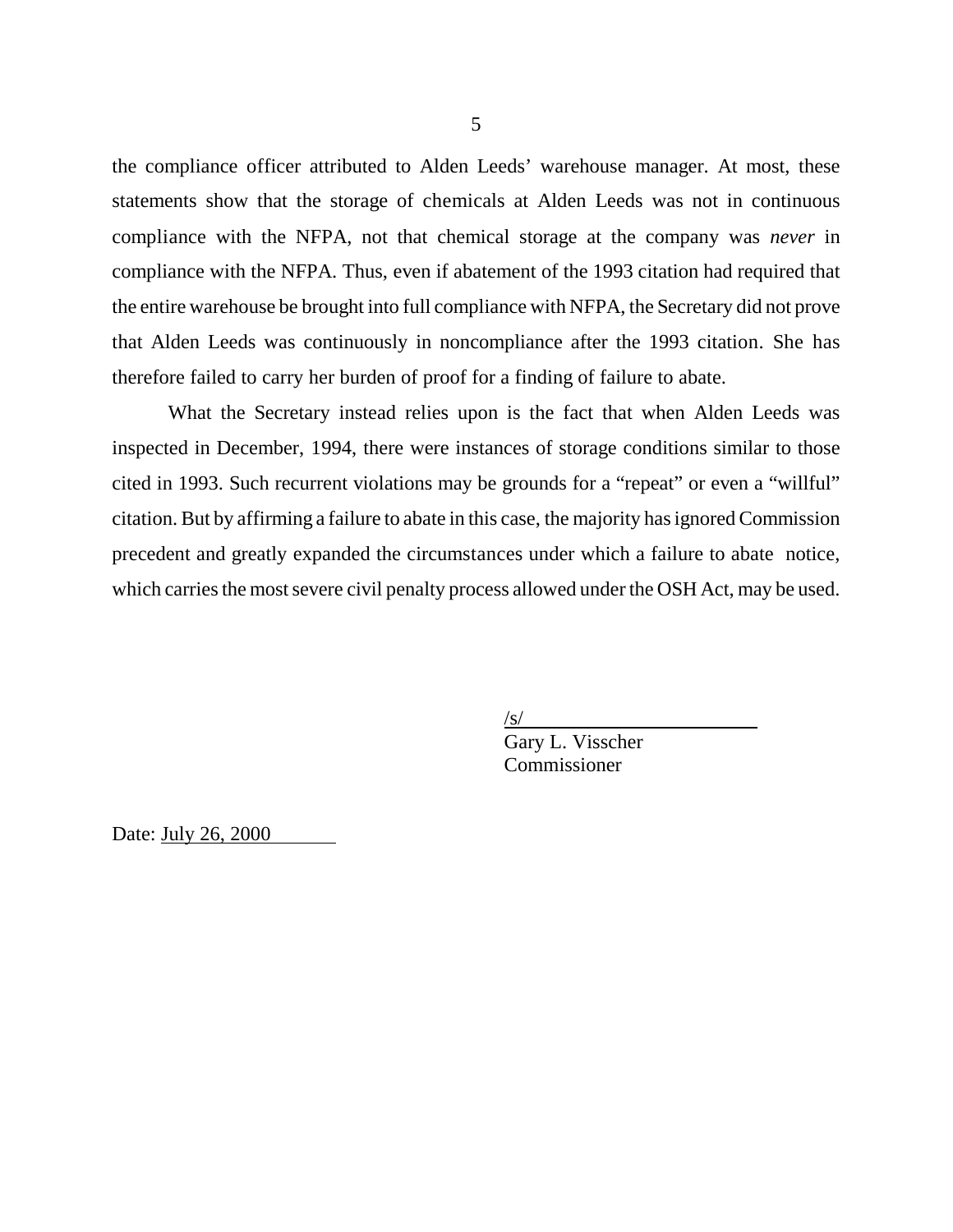the compliance officer attributed to Alden Leeds' warehouse manager. At most, these statements show that the storage of chemicals at Alden Leeds was not in continuous compliance with the NFPA, not that chemical storage at the company was *never* in compliance with the NFPA. Thus, even if abatement of the 1993 citation had required that the entire warehouse be brought into full compliance with NFPA, the Secretary did not prove that Alden Leeds was continuously in noncompliance after the 1993 citation. She has therefore failed to carry her burden of proof for a finding of failure to abate.

What the Secretary instead relies upon is the fact that when Alden Leeds was inspected in December, 1994, there were instances of storage conditions similar to those cited in 1993. Such recurrent violations may be grounds for a "repeat" or even a "willful" citation. But by affirming a failure to abate in this case, the majority has ignored Commission precedent and greatly expanded the circumstances under which a failure to abate notice, which carries the most severe civil penalty process allowed under the OSH Act, may be used.

/s/
Gary L. Visscher
Commissioner

Date: July 26, 2000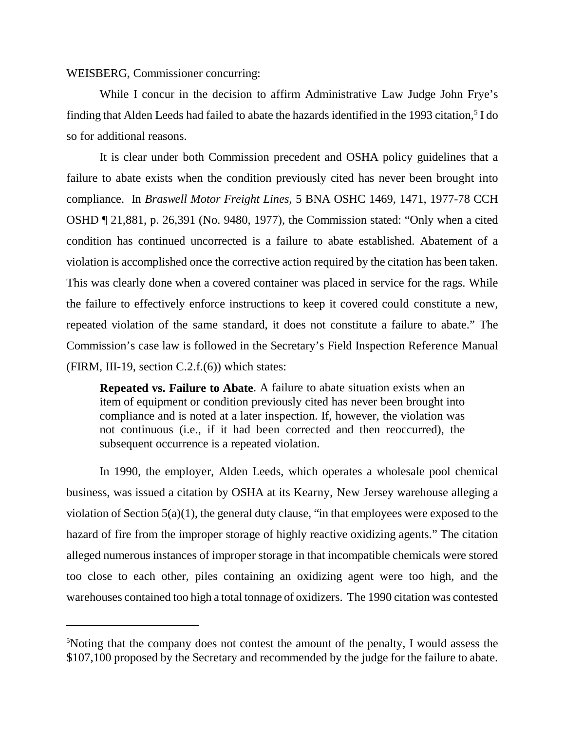WEISBERG, Commissioner concurring:

While I concur in the decision to affirm Administrative Law Judge John Frye's finding that Alden Leeds had failed to abate the hazards identified in the 1993 citation,[5] I do so for additional reasons.

It is clear under both Commission precedent and OSHA policy guidelines that a failure to abate exists when the condition previously cited has never been brought into compliance. In *Braswell Motor Freight Lines,* 5 BNA OSHC 1469, 1471, 1977-78 CCH OSHD ¶ 21,881, p. 26,391 (No. 9480, 1977), the Commission stated: "Only when a cited condition has continued uncorrected is a failure to abate established. Abatement of a violation is accomplished once the corrective action required by the citation has been taken. This was clearly done when a covered container was placed in service for the rags. While the failure to effectively enforce instructions to keep it covered could constitute a new, repeated violation of the same standard, it does not constitute a failure to abate." The Commission's case law is followed in the Secretary's Field Inspection Reference Manual (FIRM, III-19, section C.2.f.(6)) which states:

> **Repeated vs. Failure to Abate**. A failure to abate situation exists when an item of equipment or condition previously cited has never been brought into compliance and is noted at a later inspection. If, however, the violation was not continuous (i.e., if it had been corrected and then reoccurred), the subsequent occurrence is a repeated violation.

In 1990, the employer, Alden Leeds, which operates a wholesale pool chemical business, was issued a citation by OSHA at its Kearny, New Jersey warehouse alleging a violation of Section 5(a)(1), the general duty clause, "in that employees were exposed to the hazard of fire from the improper storage of highly reactive oxidizing agents." The citation alleged numerous instances of improper storage in that incompatible chemicals were stored too close to each other, piles containing an oxidizing agent were too high, and the warehouses contained too high a total tonnage of oxidizers. The 1990 citation was contested

---

[5]Noting that the company does not contest the amount of the penalty, I would assess the $107,100 proposed by the Secretary and recommended by the judge for the failure to abate.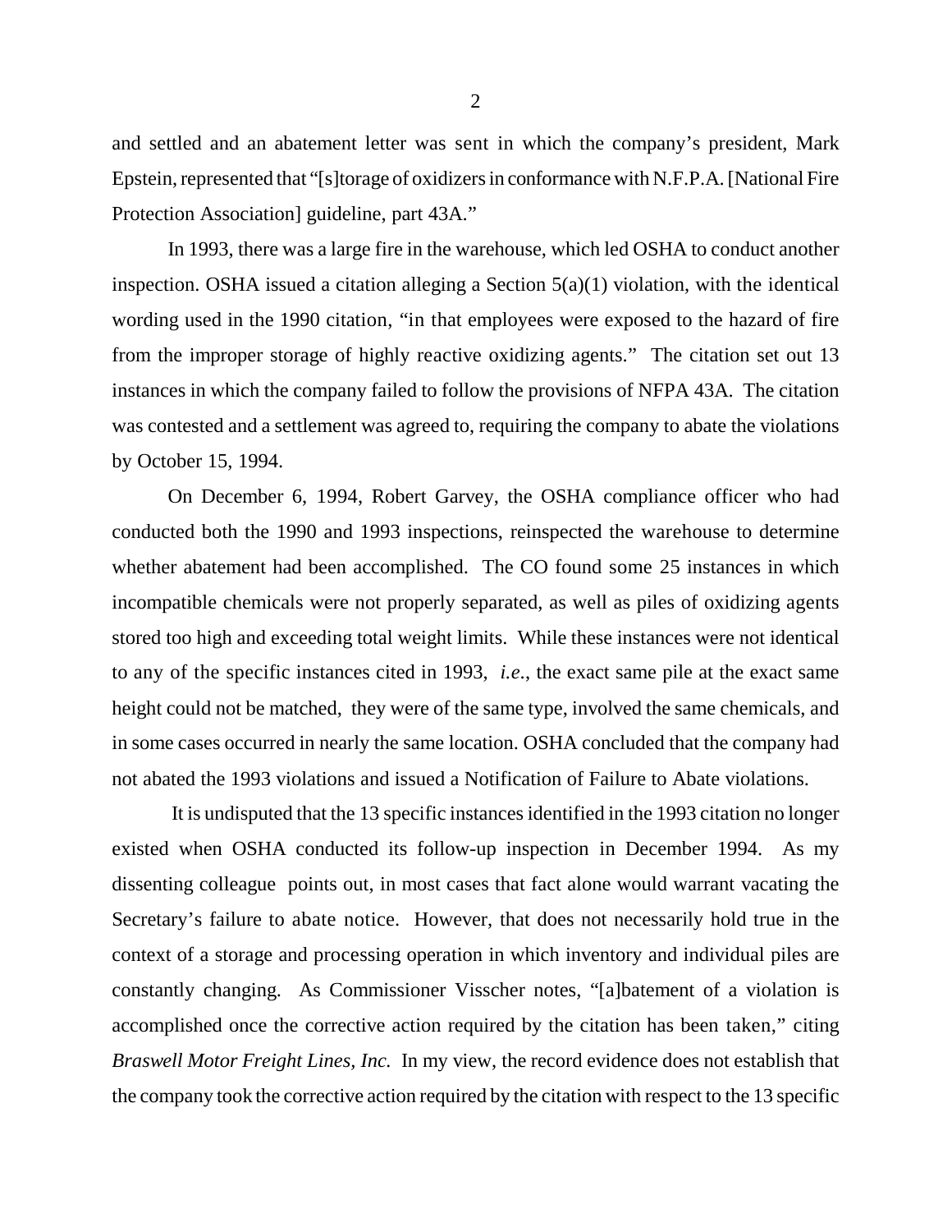and settled and an abatement letter was sent in which the company's president, Mark Epstein, represented that "[s]torage of oxidizers in conformance with N.F.P.A. [National Fire Protection Association] guideline, part 43A."

In 1993, there was a large fire in the warehouse, which led OSHA to conduct another inspection. OSHA issued a citation alleging a Section 5(a)(1) violation, with the identical wording used in the 1990 citation, "in that employees were exposed to the hazard of fire from the improper storage of highly reactive oxidizing agents." The citation set out 13 instances in which the company failed to follow the provisions of NFPA 43A. The citation was contested and a settlement was agreed to, requiring the company to abate the violations by October 15, 1994.

On December 6, 1994, Robert Garvey, the OSHA compliance officer who had conducted both the 1990 and 1993 inspections, reinspected the warehouse to determine whether abatement had been accomplished. The CO found some 25 instances in which incompatible chemicals were not properly separated, as well as piles of oxidizing agents stored too high and exceeding total weight limits. While these instances were not identical to any of the specific instances cited in 1993, *i.e.*, the exact same pile at the exact same height could not be matched, they were of the same type, involved the same chemicals, and in some cases occurred in nearly the same location. OSHA concluded that the company had not abated the 1993 violations and issued a Notification of Failure to Abate violations.

It is undisputed that the 13 specific instances identified in the 1993 citation no longer existed when OSHA conducted its follow-up inspection in December 1994. As my dissenting colleague points out, in most cases that fact alone would warrant vacating the Secretary's failure to abate notice. However, that does not necessarily hold true in the context of a storage and processing operation in which inventory and individual piles are constantly changing. As Commissioner Visscher notes, "[a]batement of a violation is accomplished once the corrective action required by the citation has been taken," citing *Braswell Motor Freight Lines, Inc.* In my view, the record evidence does not establish that the company took the corrective action required by the citation with respect to the 13 specific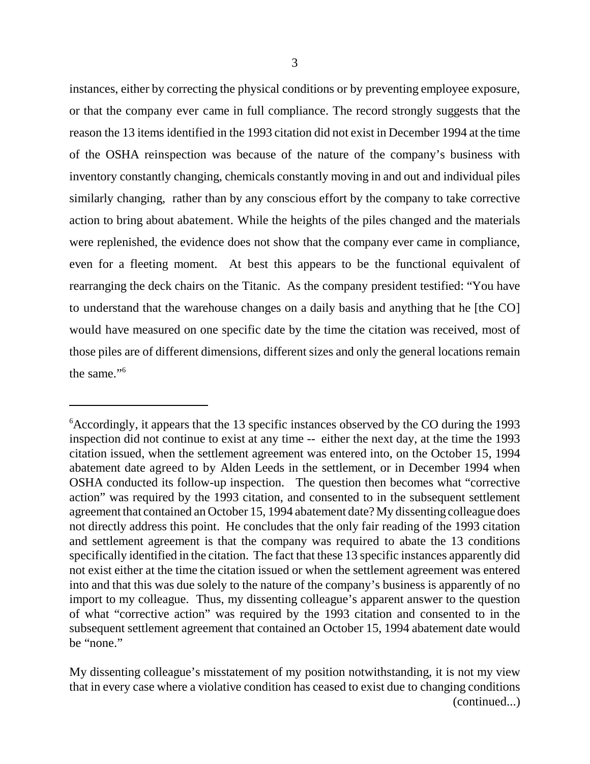instances, either by correcting the physical conditions or by preventing employee exposure, or that the company ever came in full compliance. The record strongly suggests that the reason the 13 items identified in the 1993 citation did not exist in December 1994 at the time of the OSHA reinspection was because of the nature of the company's business with inventory constantly changing, chemicals constantly moving in and out and individual piles similarly changing, rather than by any conscious effort by the company to take corrective action to bring about abatement. While the heights of the piles changed and the materials were replenished, the evidence does not show that the company ever came in compliance, even for a fleeting moment. At best this appears to be the functional equivalent of rearranging the deck chairs on the Titanic. As the company president testified: "You have to understand that the warehouse changes on a daily basis and anything that he [the CO] would have measured on one specific date by the time the citation was received, most of those piles are of different dimensions, different sizes and only the general locations remain the same."[6]

---

[6]Accordingly, it appears that the 13 specific instances observed by the CO during the 1993 inspection did not continue to exist at any time -- either the next day, at the time the 1993 citation issued, when the settlement agreement was entered into, on the October 15, 1994 abatement date agreed to by Alden Leeds in the settlement, or in December 1994 when OSHA conducted its follow-up inspection. The question then becomes what "corrective action" was required by the 1993 citation, and consented to in the subsequent settlement agreement that contained an October 15, 1994 abatement date? My dissenting colleague does not directly address this point. He concludes that the only fair reading of the 1993 citation and settlement agreement is that the company was required to abate the 13 conditions specifically identified in the citation. The fact that these 13 specific instances apparently did not exist either at the time the citation issued or when the settlement agreement was entered into and that this was due solely to the nature of the company's business is apparently of no import to my colleague. Thus, my dissenting colleague's apparent answer to the question of what "corrective action" was required by the 1993 citation and consented to in the subsequent settlement agreement that contained an October 15, 1994 abatement date would be "none."

My dissenting colleague's misstatement of my position notwithstanding, it is not my view that in every case where a violative condition has ceased to exist due to changing conditions (continued...)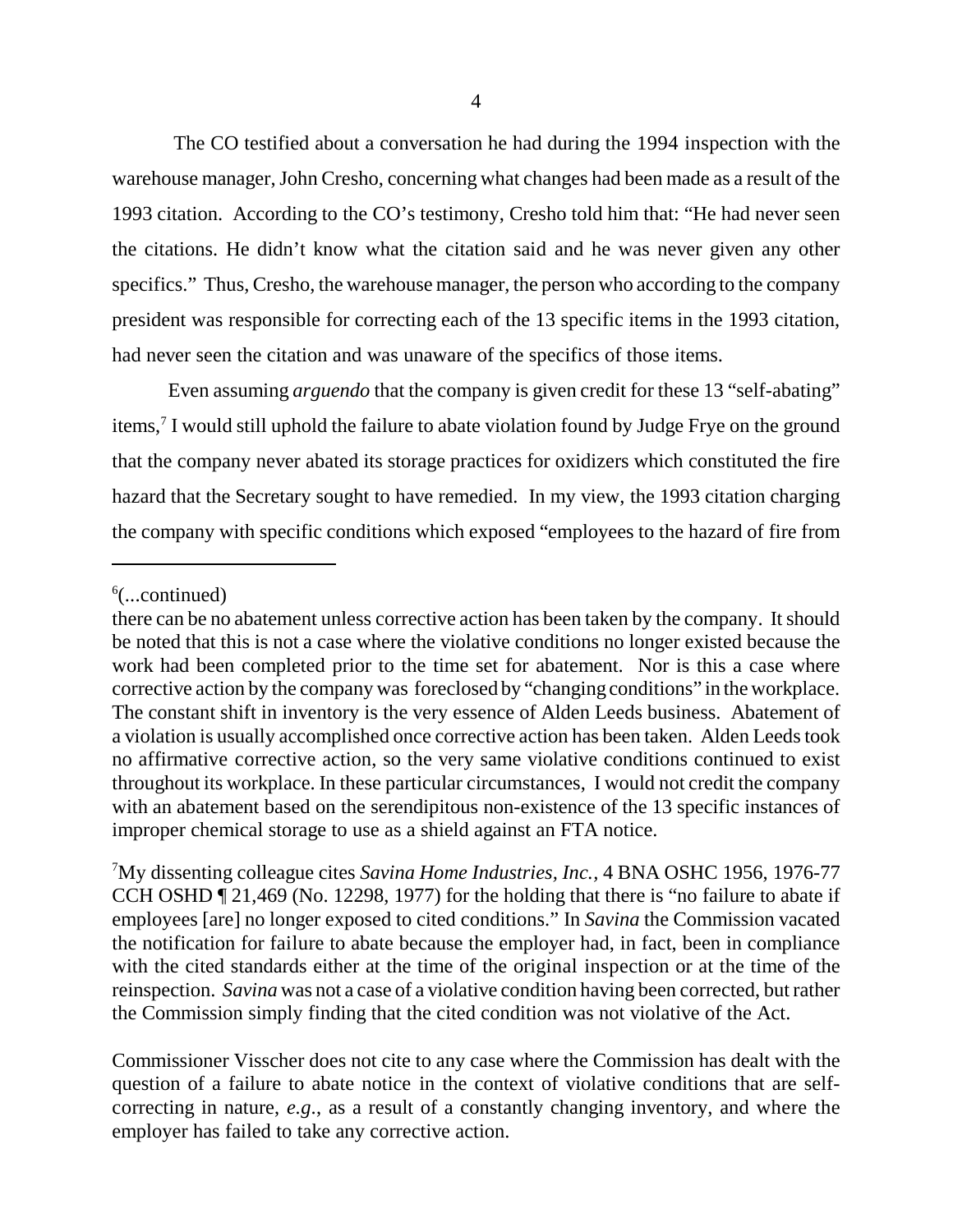The CO testified about a conversation he had during the 1994 inspection with the warehouse manager, John Cresho, concerning what changes had been made as a result of the 1993 citation. According to the CO's testimony, Cresho told him that: "He had never seen the citations. He didn't know what the citation said and he was never given any other specifics." Thus, Cresho, the warehouse manager, the person who according to the company president was responsible for correcting each of the 13 specific items in the 1993 citation, had never seen the citation and was unaware of the specifics of those items.

Even assuming *arguendo* that the company is given credit for these 13 "self-abating" items,[7] I would still uphold the failure to abate violation found by Judge Frye on the ground that the company never abated its storage practices for oxidizers which constituted the fire hazard that the Secretary sought to have remedied. In my view, the 1993 citation charging the company with specific conditions which exposed "employees to the hazard of fire from

---

[6](...continued)

there can be no abatement unless corrective action has been taken by the company. It should be noted that this is not a case where the violative conditions no longer existed because the work had been completed prior to the time set for abatement. Nor is this a case where corrective action by the company was foreclosed by "changing conditions" in the workplace. The constant shift in inventory is the very essence of Alden Leeds business. Abatement of a violation is usually accomplished once corrective action has been taken. Alden Leeds took no affirmative corrective action, so the very same violative conditions continued to exist throughout its workplace. In these particular circumstances, I would not credit the company with an abatement based on the serendipitous non-existence of the 13 specific instances of improper chemical storage to use as a shield against an FTA notice.

[7]My dissenting colleague cites *Savina Home Industries, Inc.*, 4 BNA OSHC 1956, 1976-77 CCH OSHD ¶ 21,469 (No. 12298, 1977) for the holding that there is "no failure to abate if employees [are] no longer exposed to cited conditions." In *Savina* the Commission vacated the notification for failure to abate because the employer had, in fact, been in compliance with the cited standards either at the time of the original inspection or at the time of the reinspection. *Savina* was not a case of a violative condition having been corrected, but rather the Commission simply finding that the cited condition was not violative of the Act.

Commissioner Visscher does not cite to any case where the Commission has dealt with the question of a failure to abate notice in the context of violative conditions that are self-correcting in nature, *e.g.*, as a result of a constantly changing inventory, and where the employer has failed to take any corrective action.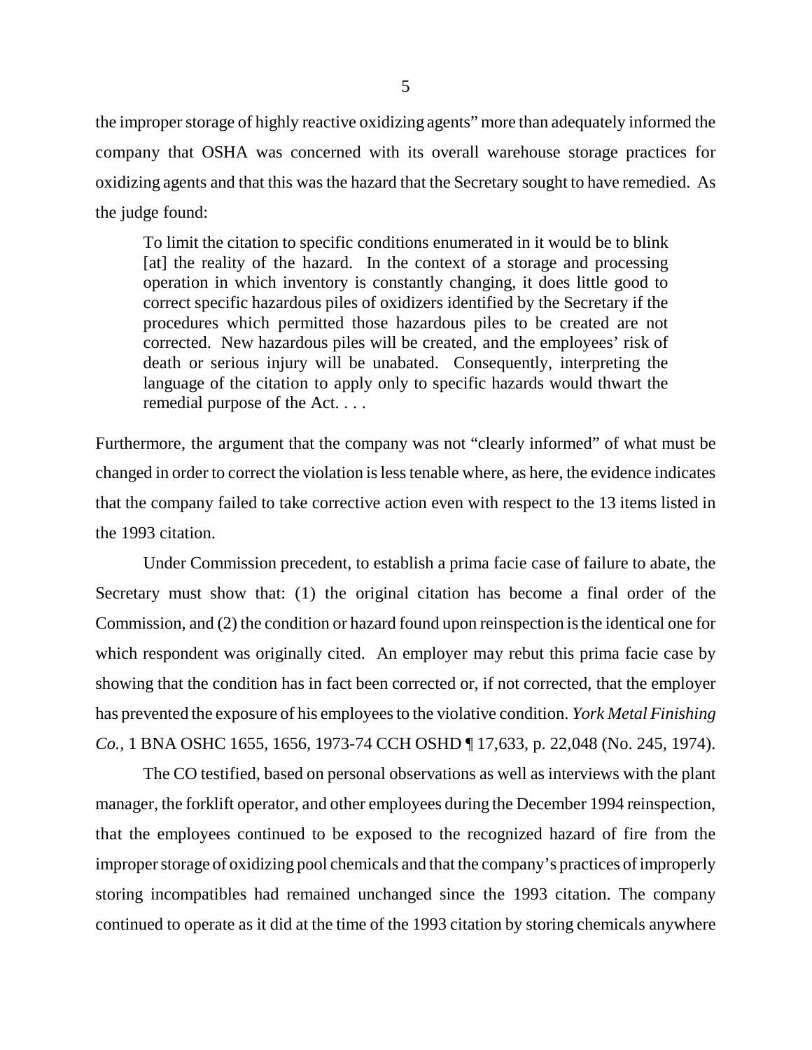the improper storage of highly reactive oxidizing agents" more than adequately informed the company that OSHA was concerned with its overall warehouse storage practices for oxidizing agents and that this was the hazard that the Secretary sought to have remedied. As the judge found:

> To limit the citation to specific conditions enumerated in it would be to blink [at] the reality of the hazard. In the context of a storage and processing operation in which inventory is constantly changing, it does little good to correct specific hazardous piles of oxidizers identified by the Secretary if the procedures which permitted those hazardous piles to be created are not corrected. New hazardous piles will be created, and the employees' risk of death or serious injury will be unabated. Consequently, interpreting the language of the citation to apply only to specific hazards would thwart the remedial purpose of the Act. . . .

Furthermore, the argument that the company was not "clearly informed" of what must be changed in order to correct the violation is less tenable where, as here, the evidence indicates that the company failed to take corrective action even with respect to the 13 items listed in the 1993 citation.

Under Commission precedent, to establish a prima facie case of failure to abate, the Secretary must show that: (1) the original citation has become a final order of the Commission, and (2) the condition or hazard found upon reinspection is the identical one for which respondent was originally cited. An employer may rebut this prima facie case by showing that the condition has in fact been corrected or, if not corrected, that the employer has prevented the exposure of his employees to the violative condition. *York Metal Finishing Co.*, 1 BNA OSHC 1655, 1656, 1973-74 CCH OSHD ¶ 17,633, p. 22,048 (No. 245, 1974).

The CO testified, based on personal observations as well as interviews with the plant manager, the forklift operator, and other employees during the December 1994 reinspection, that the employees continued to be exposed to the recognized hazard of fire from the improper storage of oxidizing pool chemicals and that the company's practices of improperly storing incompatibles had remained unchanged since the 1993 citation. The company continued to operate as it did at the time of the 1993 citation by storing chemicals anywhere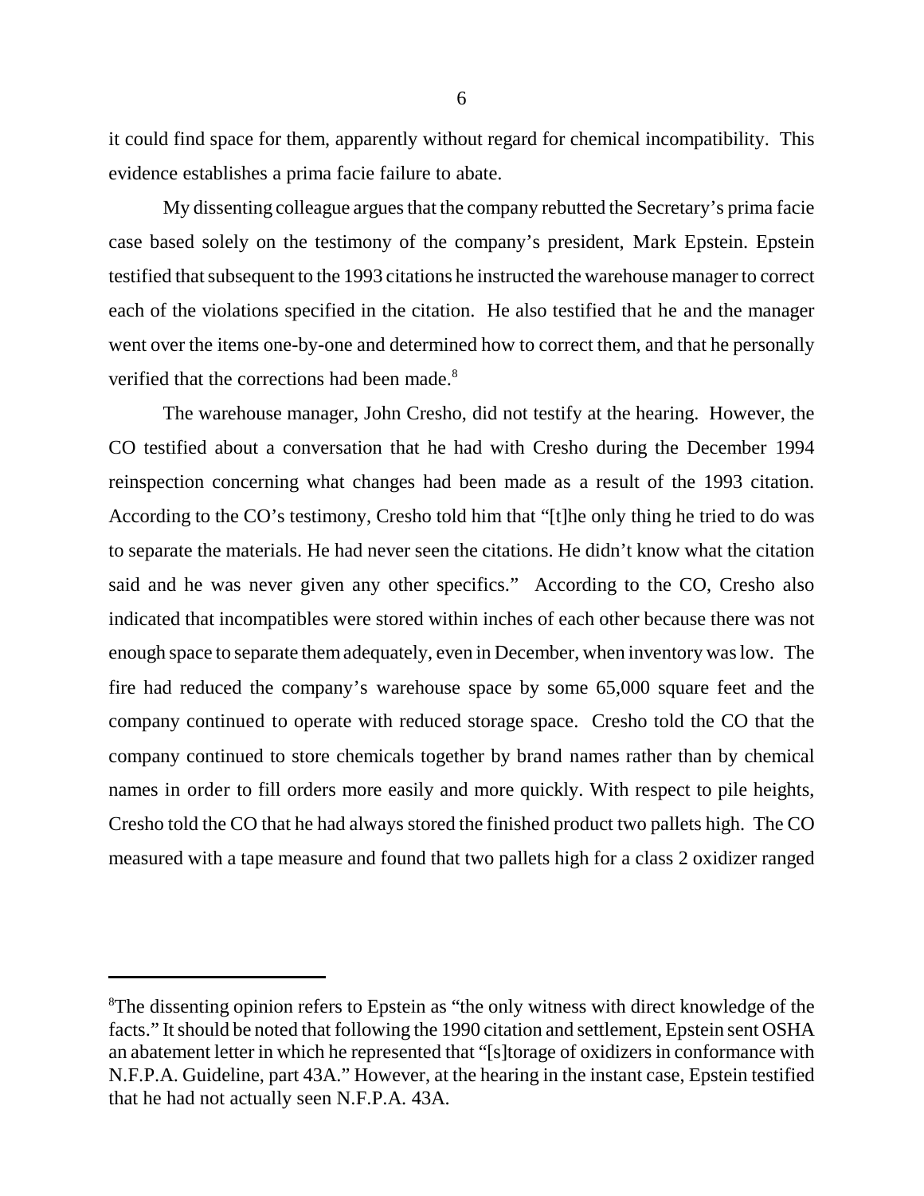it could find space for them, apparently without regard for chemical incompatibility. This evidence establishes a prima facie failure to abate.

My dissenting colleague argues that the company rebutted the Secretary's prima facie case based solely on the testimony of the company's president, Mark Epstein. Epstein testified that subsequent to the 1993 citations he instructed the warehouse manager to correct each of the violations specified in the citation. He also testified that he and the manager went over the items one-by-one and determined how to correct them, and that he personally verified that the corrections had been made.[8]

The warehouse manager, John Cresho, did not testify at the hearing. However, the CO testified about a conversation that he had with Cresho during the December 1994 reinspection concerning what changes had been made as a result of the 1993 citation. According to the CO's testimony, Cresho told him that "[t]he only thing he tried to do was to separate the materials. He had never seen the citations. He didn't know what the citation said and he was never given any other specifics." According to the CO, Cresho also indicated that incompatibles were stored within inches of each other because there was not enough space to separate them adequately, even in December, when inventory was low. The fire had reduced the company's warehouse space by some 65,000 square feet and the company continued to operate with reduced storage space. Cresho told the CO that the company continued to store chemicals together by brand names rather than by chemical names in order to fill orders more easily and more quickly. With respect to pile heights, Cresho told the CO that he had always stored the finished product two pallets high. The CO measured with a tape measure and found that two pallets high for a class 2 oxidizer ranged

---

[8]The dissenting opinion refers to Epstein as "the only witness with direct knowledge of the facts." It should be noted that following the 1990 citation and settlement, Epstein sent OSHA an abatement letter in which he represented that "[s]torage of oxidizers in conformance with N.F.P.A. Guideline, part 43A." However, at the hearing in the instant case, Epstein testified that he had not actually seen N.F.P.A. 43A.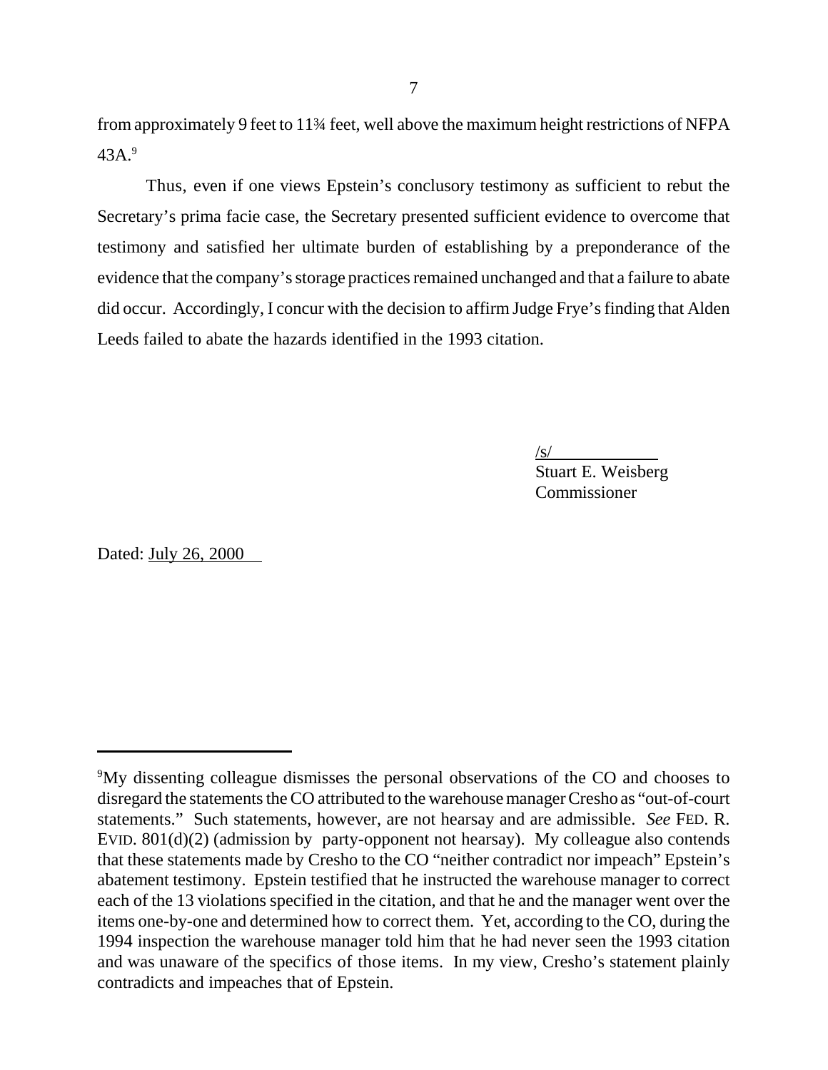from approximately 9 feet to 11¾ feet, well above the maximum height restrictions of NFPA 43A.[9]

Thus, even if one views Epstein's conclusory testimony as sufficient to rebut the Secretary's prima facie case, the Secretary presented sufficient evidence to overcome that testimony and satisfied her ultimate burden of establishing by a preponderance of the evidence that the company's storage practices remained unchanged and that a failure to abate did occur. Accordingly, I concur with the decision to affirm Judge Frye's finding that Alden Leeds failed to abate the hazards identified in the 1993 citation.

/s/
Stuart E. Weisberg
Commissioner

Dated: July 26, 2000

---

[9]My dissenting colleague dismisses the personal observations of the CO and chooses to disregard the statements the CO attributed to the warehouse manager Cresho as "out-of-court statements." Such statements, however, are not hearsay and are admissible. *See* FED. R. EVID. 801(d)(2) (admission by party-opponent not hearsay). My colleague also contends that these statements made by Cresho to the CO "neither contradict nor impeach" Epstein's abatement testimony. Epstein testified that he instructed the warehouse manager to correct each of the 13 violations specified in the citation, and that he and the manager went over the items one-by-one and determined how to correct them. Yet, according to the CO, during the 1994 inspection the warehouse manager told him that he had never seen the 1993 citation and was unaware of the specifics of those items. In my view, Cresho's statement plainly contradicts and impeaches that of Epstein.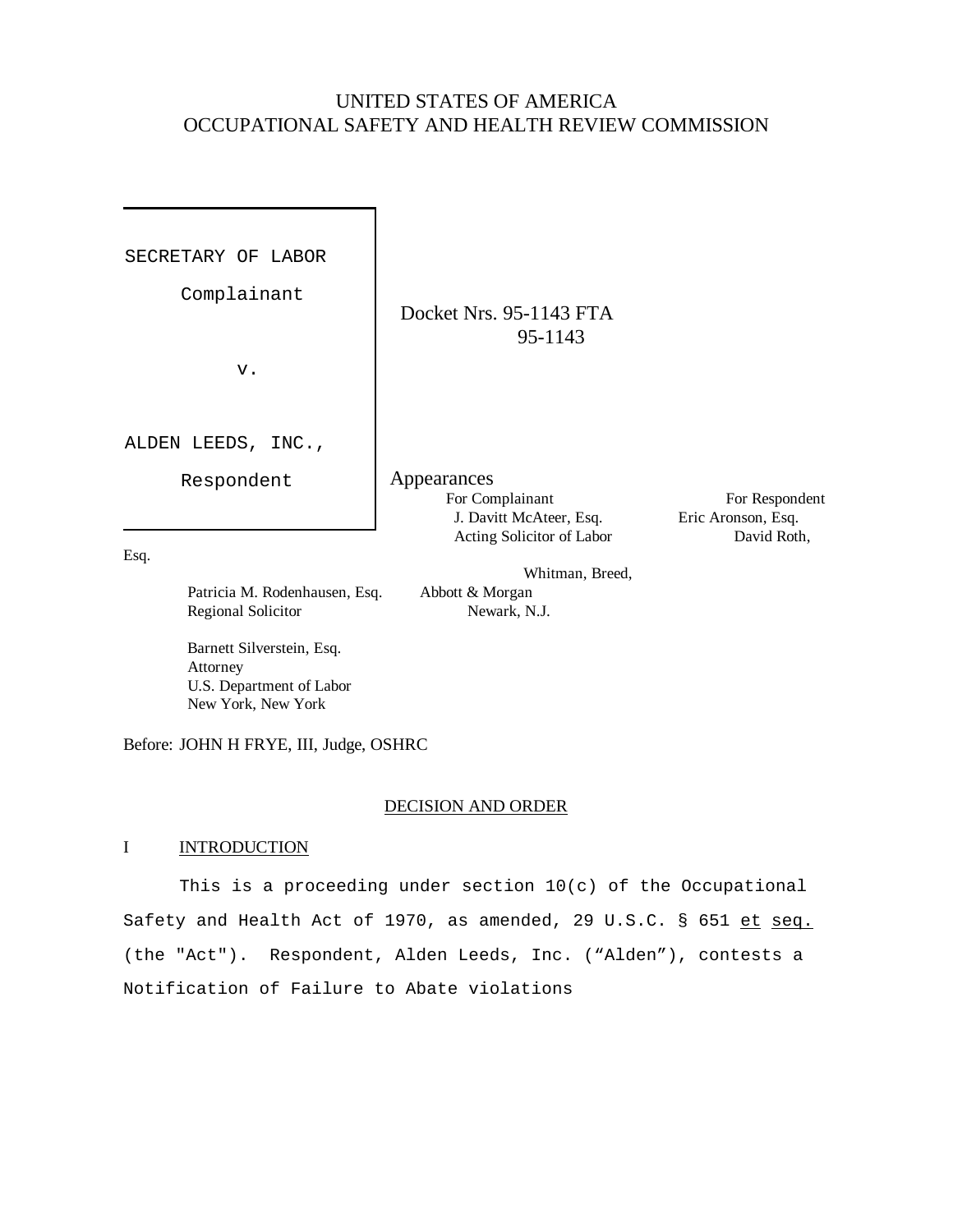UNITED STATES OF AMERICA
OCCUPATIONAL SAFETY AND HEALTH REVIEW COMMISSION

SECRETARY OF LABOR

Complainant

v.

ALDEN LEEDS, INC.,

Respondent

Docket Nrs. 95-1143 FTA
95-1143

Appearances

| For Complainant | For Respondent |
|---|---|
| J. Davitt McAteer, Esq. | Eric Aronson, Esq. |
| Acting Solicitor of Labor | David Roth, Esq. |
| Patricia M. Rodenhausen, Esq. | Whitman, Breed, Abbott & Morgan |
| Regional Solicitor | Newark, N.J. |
| Barnett Silverstein, Esq. | |
| Attorney | |
| U.S. Department of Labor | |
| New York, New York | |

Before: JOHN H FRYE, III, Judge, OSHRC

## DECISION AND ORDER

### I INTRODUCTION

This is a proceeding under section 10(c) of the Occupational Safety and Health Act of 1970, as amended, 29 U.S.C. § 651 et seq. (the "Act"). Respondent, Alden Leeds, Inc. ("Alden"), contests a Notification of Failure to Abate violations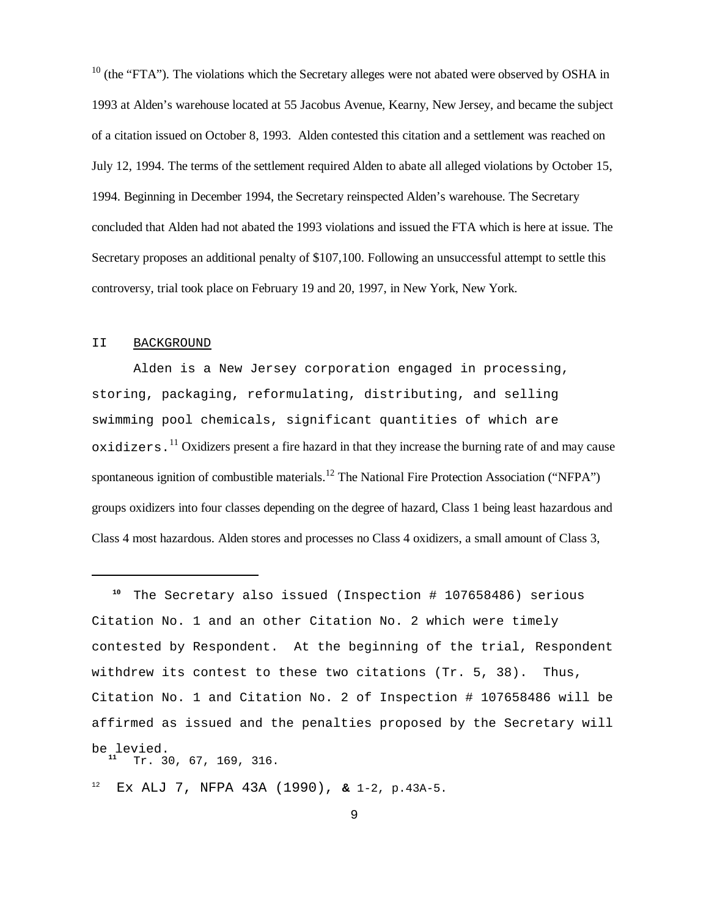[10] (the "FTA"). The violations which the Secretary alleges were not abated were observed by OSHA in 1993 at Alden's warehouse located at 55 Jacobus Avenue, Kearny, New Jersey, and became the subject of a citation issued on October 8, 1993. Alden contested this citation and a settlement was reached on July 12, 1994. The terms of the settlement required Alden to abate all alleged violations by October 15, 1994. Beginning in December 1994, the Secretary reinspected Alden's warehouse. The Secretary concluded that Alden had not abated the 1993 violations and issued the FTA which is here at issue. The Secretary proposes an additional penalty of $107,100. Following an unsuccessful attempt to settle this controversy, trial took place on February 19 and 20, 1997, in New York, New York.

## II BACKGROUND

Alden is a New Jersey corporation engaged in processing, storing, packaging, reformulating, distributing, and selling swimming pool chemicals, significant quantities of which are oxidizers.[11] Oxidizers present a fire hazard in that they increase the burning rate of and may cause spontaneous ignition of combustible materials.[12] The National Fire Protection Association ("NFPA") groups oxidizers into four classes depending on the degree of hazard, Class 1 being least hazardous and Class 4 most hazardous. Alden stores and processes no Class 4 oxidizers, a small amount of Class 3,

---

[10] The Secretary also issued (Inspection # 107658486) serious Citation No. 1 and an other Citation No. 2 which were timely contested by Respondent. At the beginning of the trial, Respondent withdrew its contest to these two citations (Tr. 5, 38). Thus, Citation No. 1 and Citation No. 2 of Inspection # 107658486 will be affirmed as issued and the penalties proposed by the Secretary will be levied.

[11] Tr. 30, 67, 169, 316.

[12] Ex ALJ 7, NFPA 43A (1990), & 1-2, p.43A-5.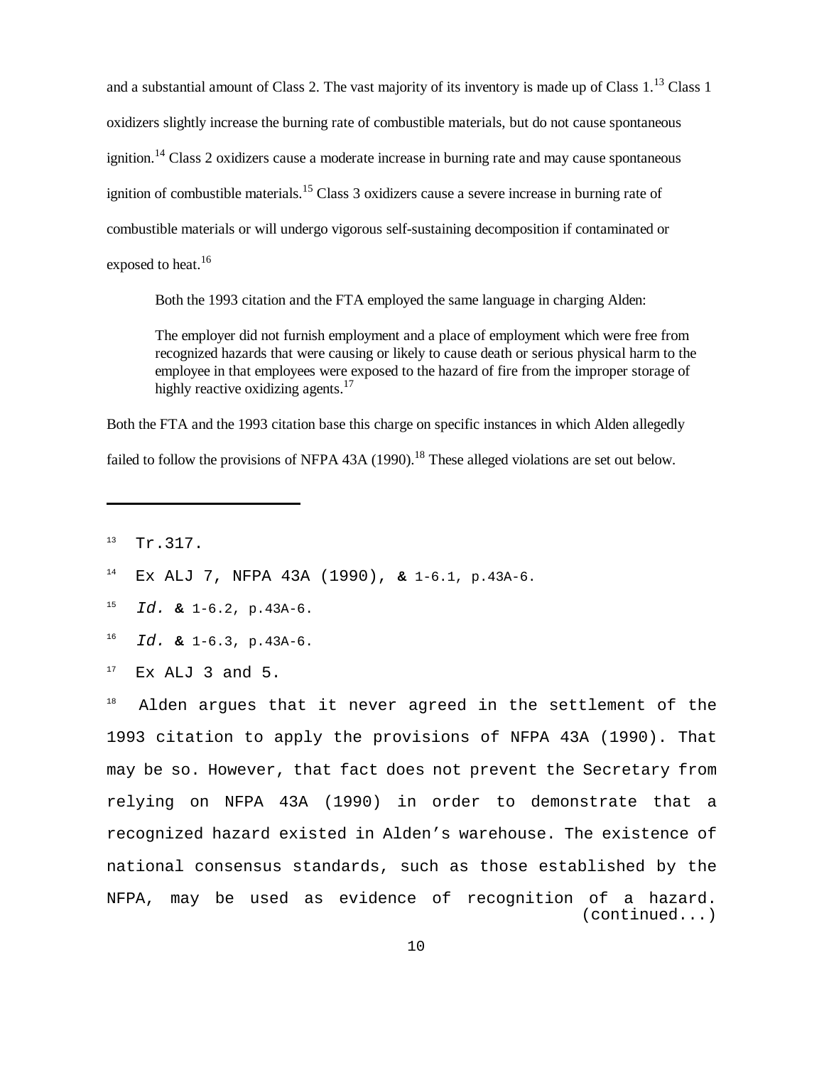and a substantial amount of Class 2. The vast majority of its inventory is made up of Class 1.[13] Class 1 oxidizers slightly increase the burning rate of combustible materials, but do not cause spontaneous ignition.[14] Class 2 oxidizers cause a moderate increase in burning rate and may cause spontaneous ignition of combustible materials.[15] Class 3 oxidizers cause a severe increase in burning rate of combustible materials or will undergo vigorous self-sustaining decomposition if contaminated or exposed to heat.[16]

Both the 1993 citation and the FTA employed the same language in charging Alden:

> The employer did not furnish employment and a place of employment which were free from recognized hazards that were causing or likely to cause death or serious physical harm to the employee in that employees were exposed to the hazard of fire from the improper storage of highly reactive oxidizing agents.[17]

Both the FTA and the 1993 citation base this charge on specific instances in which Alden allegedly failed to follow the provisions of NFPA 43A (1990).[18] These alleged violations are set out below.

---

[13] Tr.317.

[14] Ex ALJ 7, NFPA 43A (1990), & 1-6.1, p.43A-6.

[15] *Id.* & 1-6.2, p.43A-6.

[16] *Id.* & 1-6.3, p.43A-6.

[17] Ex ALJ 3 and 5.

[18] Alden argues that it never agreed in the settlement of the 1993 citation to apply the provisions of NFPA 43A (1990). That may be so. However, that fact does not prevent the Secretary from relying on NFPA 43A (1990) in order to demonstrate that a recognized hazard existed in Alden's warehouse. The existence of national consensus standards, such as those established by the NFPA, may be used as evidence of recognition of a hazard. (continued...)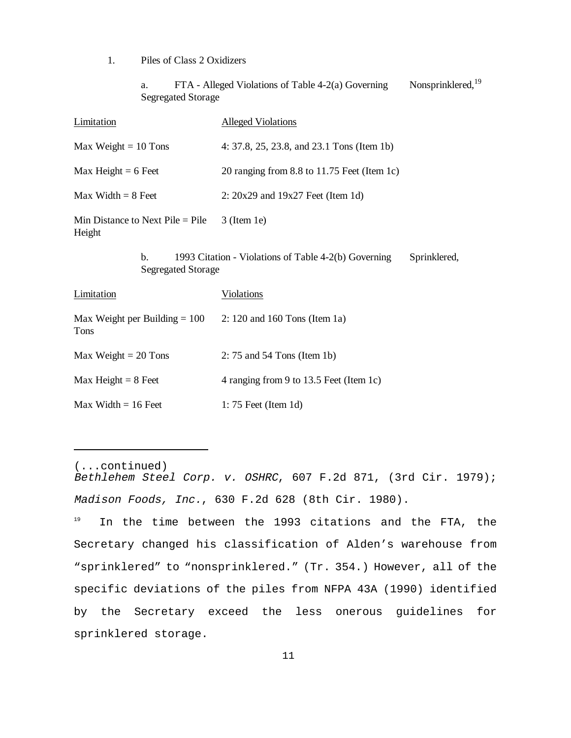1. Piles of Class 2 Oxidizers

a. FTA - Alleged Violations of Table 4-2(a) Governing Nonsprinklered,[19] Segregated Storage

| Limitation | Alleged Violations |
| --- | --- |
| Max Weight = 10 Tons | 4: 37.8, 25, 23.8, and 23.1 Tons (Item 1b) |
| Max Height = 6 Feet | 20 ranging from 8.8 to 11.75 Feet (Item 1c) |
| Max Width = 8 Feet | 2: 20x29 and 19x27 Feet (Item 1d) |
| Min Distance to Next Pile = Pile Height | 3 (Item 1e) |

b. 1993 Citation - Violations of Table 4-2(b) Governing Sprinklered, Segregated Storage

| Limitation | Violations |
| --- | --- |
| Max Weight per Building = 100 Tons | 2: 120 and 160 Tons (Item 1a) |
| Max Weight = 20 Tons | 2: 75 and 54 Tons (Item 1b) |
| Max Height = 8 Feet | 4 ranging from 9 to 13.5 Feet (Item 1c) |
| Max Width = 16 Feet | 1: 75 Feet (Item 1d) |

---

(...continued)
*Bethlehem Steel Corp. v. OSHRC*, 607 F.2d 871, (3rd Cir. 1979); *Madison Foods, Inc.*, 630 F.2d 628 (8th Cir. 1980).

[19] In the time between the 1993 citations and the FTA, the Secretary changed his classification of Alden's warehouse from "sprinklered" to "nonsprinklered." (Tr. 354.) However, all of the specific deviations of the piles from NFPA 43A (1990) identified by the Secretary exceed the less onerous guidelines for sprinklered storage.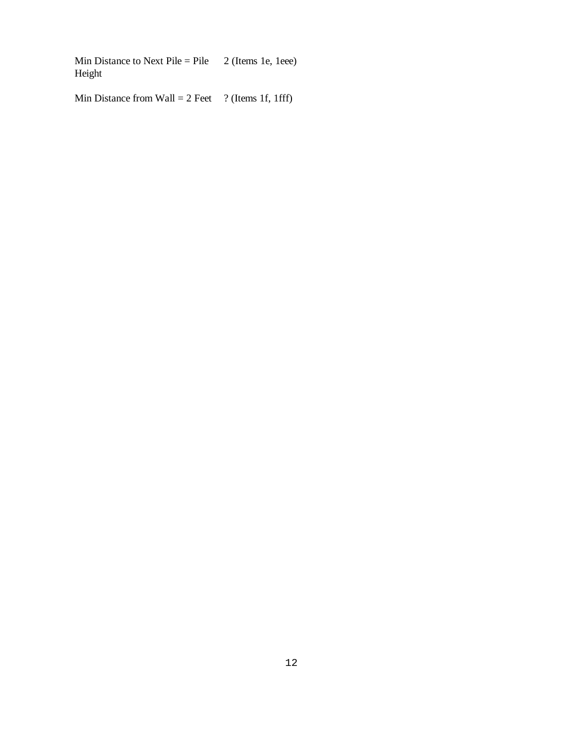| | |
|---|---|
| Min Distance to Next Pile = Pile Height | 2 (Items 1e, 1eee) |
| Min Distance from Wall = 2 Feet | ? (Items 1f, 1fff) |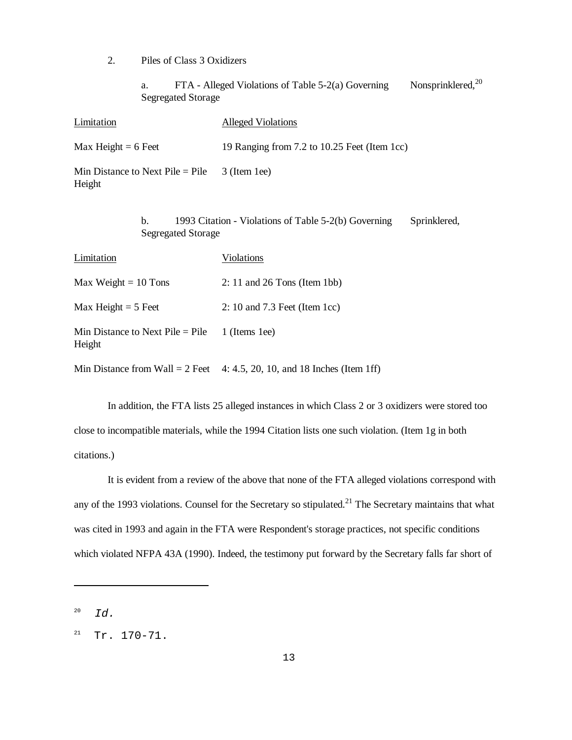2. Piles of Class 3 Oxidizers

a. FTA - Alleged Violations of Table 5-2(a) Governing Nonsprinklered,[20] Segregated Storage

| Limitation | Alleged Violations |
| --- | --- |
| Max Height = 6 Feet | 19 Ranging from 7.2 to 10.25 Feet (Item 1cc) |
| Min Distance to Next Pile = Pile Height | 3 (Item 1ee) |

b. 1993 Citation - Violations of Table 5-2(b) Governing Sprinklered, Segregated Storage

| Limitation | Violations |
| --- | --- |
| Max Weight = 10 Tons | 2: 11 and 26 Tons (Item 1bb) |
| Max Height = 5 Feet | 2: 10 and 7.3 Feet (Item 1cc) |
| Min Distance to Next Pile = Pile Height | 1 (Items 1ee) |
| Min Distance from Wall = 2 Feet | 4: 4.5, 20, 10, and 18 Inches (Item 1ff) |

In addition, the FTA lists 25 alleged instances in which Class 2 or 3 oxidizers were stored too close to incompatible materials, while the 1994 Citation lists one such violation. (Item 1g in both citations.)

It is evident from a review of the above that none of the FTA alleged violations correspond with any of the 1993 violations. Counsel for the Secretary so stipulated.[21] The Secretary maintains that what was cited in 1993 and again in the FTA were Respondent's storage practices, not specific conditions which violated NFPA 43A (1990). Indeed, the testimony put forward by the Secretary falls far short of

---

[20] *Id.*

[21] Tr. 170-71.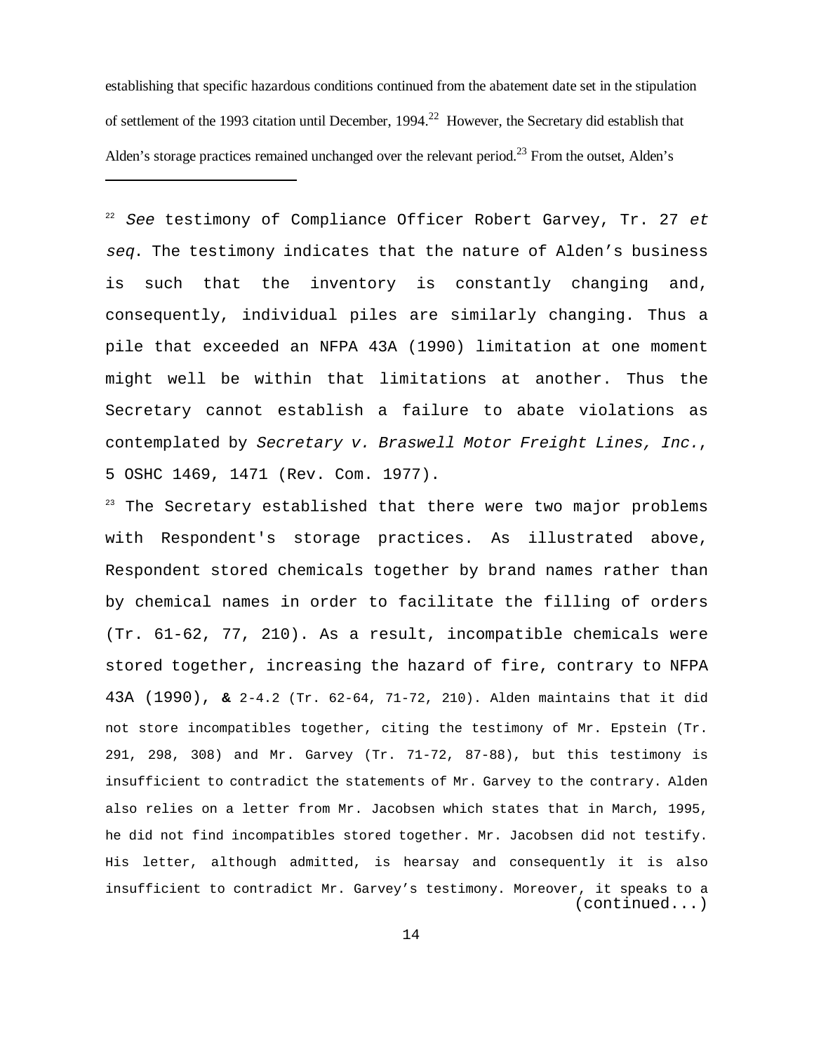establishing that specific hazardous conditions continued from the abatement date set in the stipulation of settlement of the 1993 citation until December, 1994.[22] However, the Secretary did establish that Alden's storage practices remained unchanged over the relevant period.[23] From the outset, Alden's

---

[22] *See* testimony of Compliance Officer Robert Garvey, Tr. 27 *et seq*. The testimony indicates that the nature of Alden's business is such that the inventory is constantly changing and, consequently, individual piles are similarly changing. Thus a pile that exceeded an NFPA 43A (1990) limitation at one moment might well be within that limitations at another. Thus the Secretary cannot establish a failure to abate violations as contemplated by *Secretary v. Braswell Motor Freight Lines, Inc.*, 5 OSHC 1469, 1471 (Rev. Com. 1977).

[23] The Secretary established that there were two major problems with Respondent's storage practices. As illustrated above, Respondent stored chemicals together by brand names rather than by chemical names in order to facilitate the filling of orders (Tr. 61-62, 77, 210). As a result, incompatible chemicals were stored together, increasing the hazard of fire, contrary to NFPA 43A (1990), & 2-4.2 (Tr. 62-64, 71-72, 210). Alden maintains that it did not store incompatibles together, citing the testimony of Mr. Epstein (Tr. 291, 298, 308) and Mr. Garvey (Tr. 71-72, 87-88), but this testimony is insufficient to contradict the statements of Mr. Garvey to the contrary. Alden also relies on a letter from Mr. Jacobsen which states that in March, 1995, he did not find incompatibles stored together. Mr. Jacobsen did not testify. His letter, although admitted, is hearsay and consequently it is also insufficient to contradict Mr. Garvey's testimony. Moreover, it speaks to a (continued...)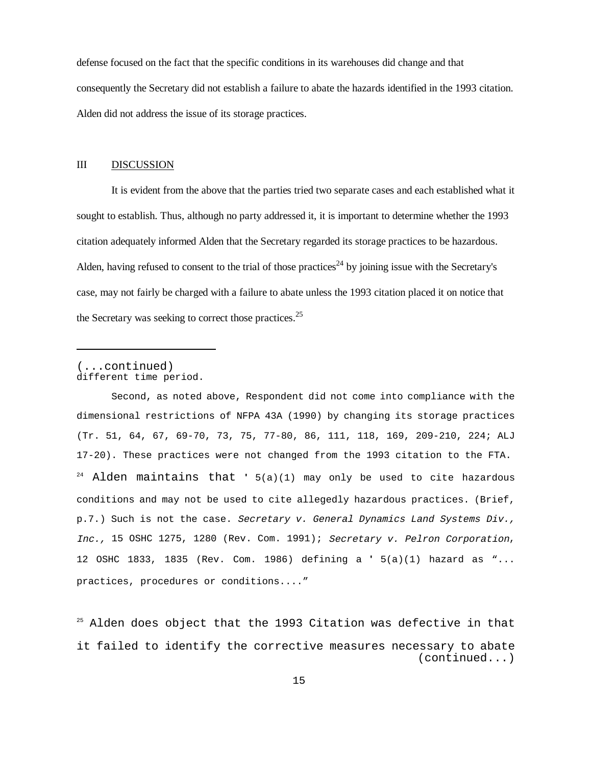defense focused on the fact that the specific conditions in its warehouses did change and that consequently the Secretary did not establish a failure to abate the hazards identified in the 1993 citation. Alden did not address the issue of its storage practices.

## III DISCUSSION

It is evident from the above that the parties tried two separate cases and each established what it sought to establish. Thus, although no party addressed it, it is important to determine whether the 1993 citation adequately informed Alden that the Secretary regarded its storage practices to be hazardous. Alden, having refused to consent to the trial of those practices[24] by joining issue with the Secretary's case, may not fairly be charged with a failure to abate unless the 1993 citation placed it on notice that the Secretary was seeking to correct those practices.[25]

---

(...continued)
different time period.

Second, as noted above, Respondent did not come into compliance with the dimensional restrictions of NFPA 43A (1990) by changing its storage practices (Tr. 51, 64, 67, 69-70, 73, 75, 77-80, 86, 111, 118, 169, 209-210, 224; ALJ 17-20). These practices were not changed from the 1993 citation to the FTA.

[24] Alden maintains that ' 5(a)(1) may only be used to cite hazardous conditions and may not be used to cite allegedly hazardous practices. (Brief, p.7.) Such is not the case. *Secretary v. General Dynamics Land Systems Div., Inc.,* 15 OSHC 1275, 1280 (Rev. Com. 1991); *Secretary v. Pelron Corporation*, 12 OSHC 1833, 1835 (Rev. Com. 1986) defining a ' 5(a)(1) hazard as "... practices, procedures or conditions...."

[25] Alden does object that the 1993 Citation was defective in that it failed to identify the corrective measures necessary to abate (continued...)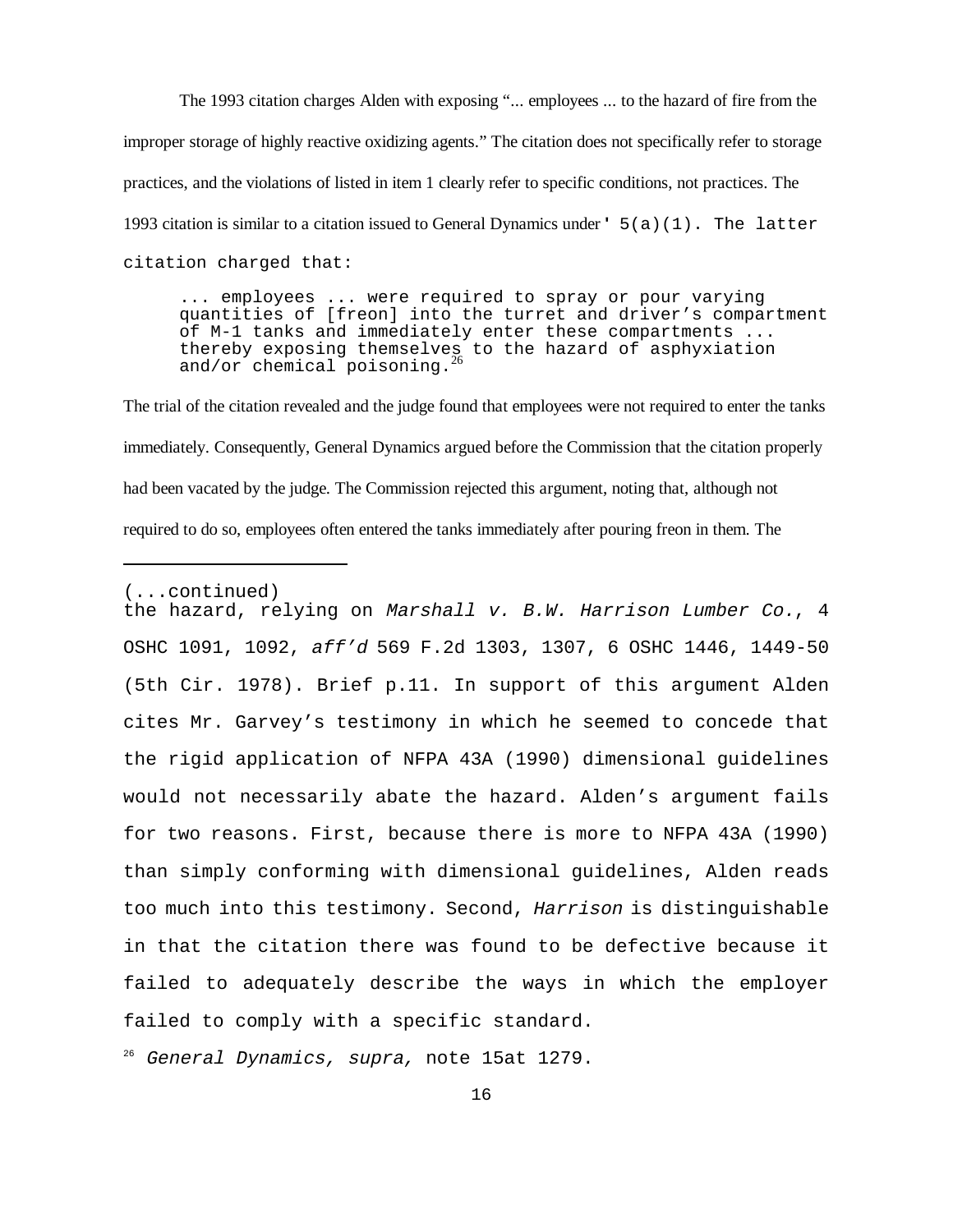The 1993 citation charges Alden with exposing "... employees ... to the hazard of fire from the improper storage of highly reactive oxidizing agents." The citation does not specifically refer to storage practices, and the violations of listed in item 1 clearly refer to specific conditions, not practices. The 1993 citation is similar to a citation issued to General Dynamics under ' 5(a)(1). The latter citation charged that:

> ... employees ... were required to spray or pour varying quantities of [freon] into the turret and driver's compartment of M-1 tanks and immediately enter these compartments ... thereby exposing themselves to the hazard of asphyxiation and/or chemical poisoning.[26]

The trial of the citation revealed and the judge found that employees were not required to enter the tanks immediately. Consequently, General Dynamics argued before the Commission that the citation properly had been vacated by the judge. The Commission rejected this argument, noting that, although not required to do so, employees often entered the tanks immediately after pouring freon in them. The

---

(...continued)
the hazard, relying on *Marshall v. B.W. Harrison Lumber Co.*, 4 OSHC 1091, 1092, *aff'd* 569 F.2d 1303, 1307, 6 OSHC 1446, 1449-50 (5th Cir. 1978). Brief p.11. In support of this argument Alden cites Mr. Garvey's testimony in which he seemed to concede that the rigid application of NFPA 43A (1990) dimensional guidelines would not necessarily abate the hazard. Alden's argument fails for two reasons. First, because there is more to NFPA 43A (1990) than simply conforming with dimensional guidelines, Alden reads too much into this testimony. Second, *Harrison* is distinguishable in that the citation there was found to be defective because it failed to adequately describe the ways in which the employer failed to comply with a specific standard.

[26] *General Dynamics, supra,* note 15at 1279.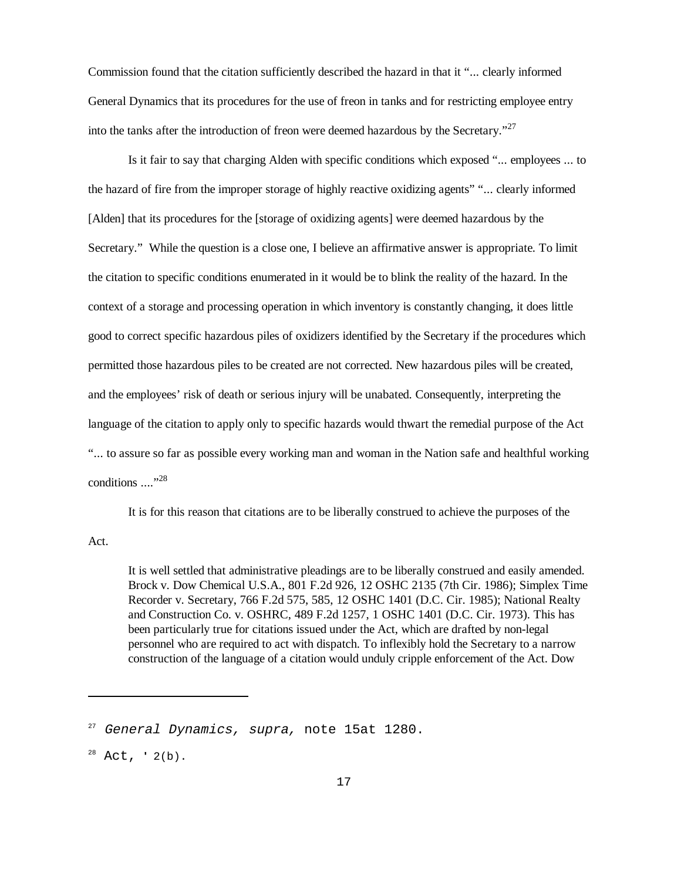Commission found that the citation sufficiently described the hazard in that it "... clearly informed General Dynamics that its procedures for the use of freon in tanks and for restricting employee entry into the tanks after the introduction of freon were deemed hazardous by the Secretary."[27]

Is it fair to say that charging Alden with specific conditions which exposed "... employees ... to the hazard of fire from the improper storage of highly reactive oxidizing agents" "... clearly informed [Alden] that its procedures for the [storage of oxidizing agents] were deemed hazardous by the Secretary." While the question is a close one, I believe an affirmative answer is appropriate. To limit the citation to specific conditions enumerated in it would be to blink the reality of the hazard. In the context of a storage and processing operation in which inventory is constantly changing, it does little good to correct specific hazardous piles of oxidizers identified by the Secretary if the procedures which permitted those hazardous piles to be created are not corrected. New hazardous piles will be created, and the employees' risk of death or serious injury will be unabated. Consequently, interpreting the language of the citation to apply only to specific hazards would thwart the remedial purpose of the Act "... to assure so far as possible every working man and woman in the Nation safe and healthful working conditions ...."[28]

It is for this reason that citations are to be liberally construed to achieve the purposes of the Act.

> It is well settled that administrative pleadings are to be liberally construed and easily amended. Brock v. Dow Chemical U.S.A., 801 F.2d 926, 12 OSHC 2135 (7th Cir. 1986); Simplex Time Recorder v. Secretary, 766 F.2d 575, 585, 12 OSHC 1401 (D.C. Cir. 1985); National Realty and Construction Co. v. OSHRC, 489 F.2d 1257, 1 OSHC 1401 (D.C. Cir. 1973). This has been particularly true for citations issued under the Act, which are drafted by non-legal personnel who are required to act with dispatch. To inflexibly hold the Secretary to a narrow construction of the language of a citation would unduly cripple enforcement of the Act. Dow

---

[27] *General Dynamics, supra,* note 15at 1280.

[28] Act, ' 2(b).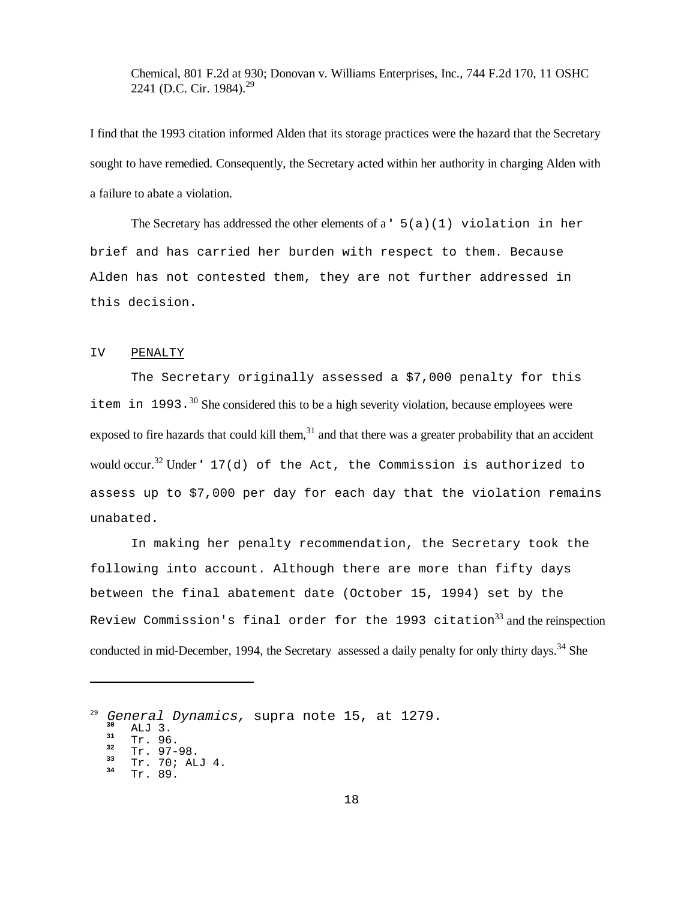Chemical, 801 F.2d at 930; Donovan v. Williams Enterprises, Inc., 744 F.2d 170, 11 OSHC 2241 (D.C. Cir. 1984).[29]

I find that the 1993 citation informed Alden that its storage practices were the hazard that the Secretary sought to have remedied. Consequently, the Secretary acted within her authority in charging Alden with a failure to abate a violation.

The Secretary has addressed the other elements of a ' 5(a)(1) violation in her brief and has carried her burden with respect to them. Because Alden has not contested them, they are not further addressed in this decision.

IV PENALTY

The Secretary originally assessed a $7,000 penalty for this item in 1993.[30] She considered this to be a high severity violation, because employees were exposed to fire hazards that could kill them,[31] and that there was a greater probability that an accident would occur.[32] Under ' 17(d) of the Act, the Commission is authorized to assess up to $7,000 per day for each day that the violation remains unabated.

In making her penalty recommendation, the Secretary took the following into account. Although there are more than fifty days between the final abatement date (October 15, 1994) set by the Review Commission's final order for the 1993 citation[33] and the reinspection conducted in mid-December, 1994, the Secretary assessed a daily penalty for only thirty days.[34] She

---

[29] *General Dynamics,* supra note 15, at 1279.

[30] ALJ 3.

[31] Tr. 96.

[32] Tr. 97-98.

[33] Tr. 70; ALJ 4.

[34] Tr. 89.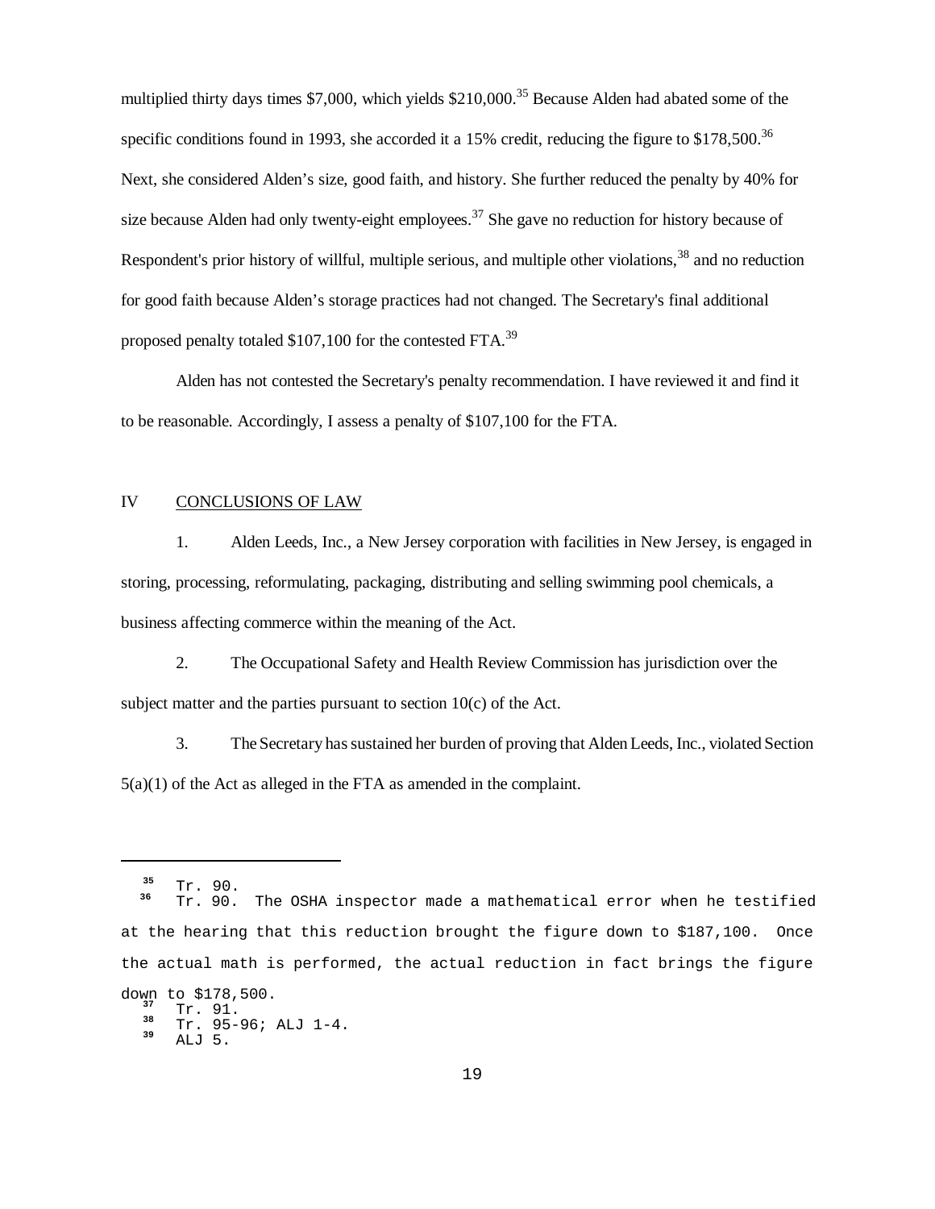multiplied thirty days times $7,000, which yields $210,000.[35] Because Alden had abated some of the specific conditions found in 1993, she accorded it a 15% credit, reducing the figure to $178,500.[36] Next, she considered Alden's size, good faith, and history. She further reduced the penalty by 40% for size because Alden had only twenty-eight employees.[37] She gave no reduction for history because of Respondent's prior history of willful, multiple serious, and multiple other violations,[38] and no reduction for good faith because Alden's storage practices had not changed. The Secretary's final additional proposed penalty totaled $107,100 for the contested FTA.[39]

Alden has not contested the Secretary's penalty recommendation. I have reviewed it and find it to be reasonable. Accordingly, I assess a penalty of $107,100 for the FTA.

## IV CONCLUSIONS OF LAW

1. Alden Leeds, Inc., a New Jersey corporation with facilities in New Jersey, is engaged in storing, processing, reformulating, packaging, distributing and selling swimming pool chemicals, a business affecting commerce within the meaning of the Act.

2. The Occupational Safety and Health Review Commission has jurisdiction over the subject matter and the parties pursuant to section 10(c) of the Act.

3. The Secretary has sustained her burden of proving that Alden Leeds, Inc., violated Section 5(a)(1) of the Act as alleged in the FTA as amended in the complaint.

---

[35] Tr. 90.

[36] Tr. 90. The OSHA inspector made a mathematical error when he testified at the hearing that this reduction brought the figure down to $187,100. Once the actual math is performed, the actual reduction in fact brings the figure down to $178,500.

[37] Tr. 91.

[38] Tr. 95-96; ALJ 1-4.

[39] ALJ 5.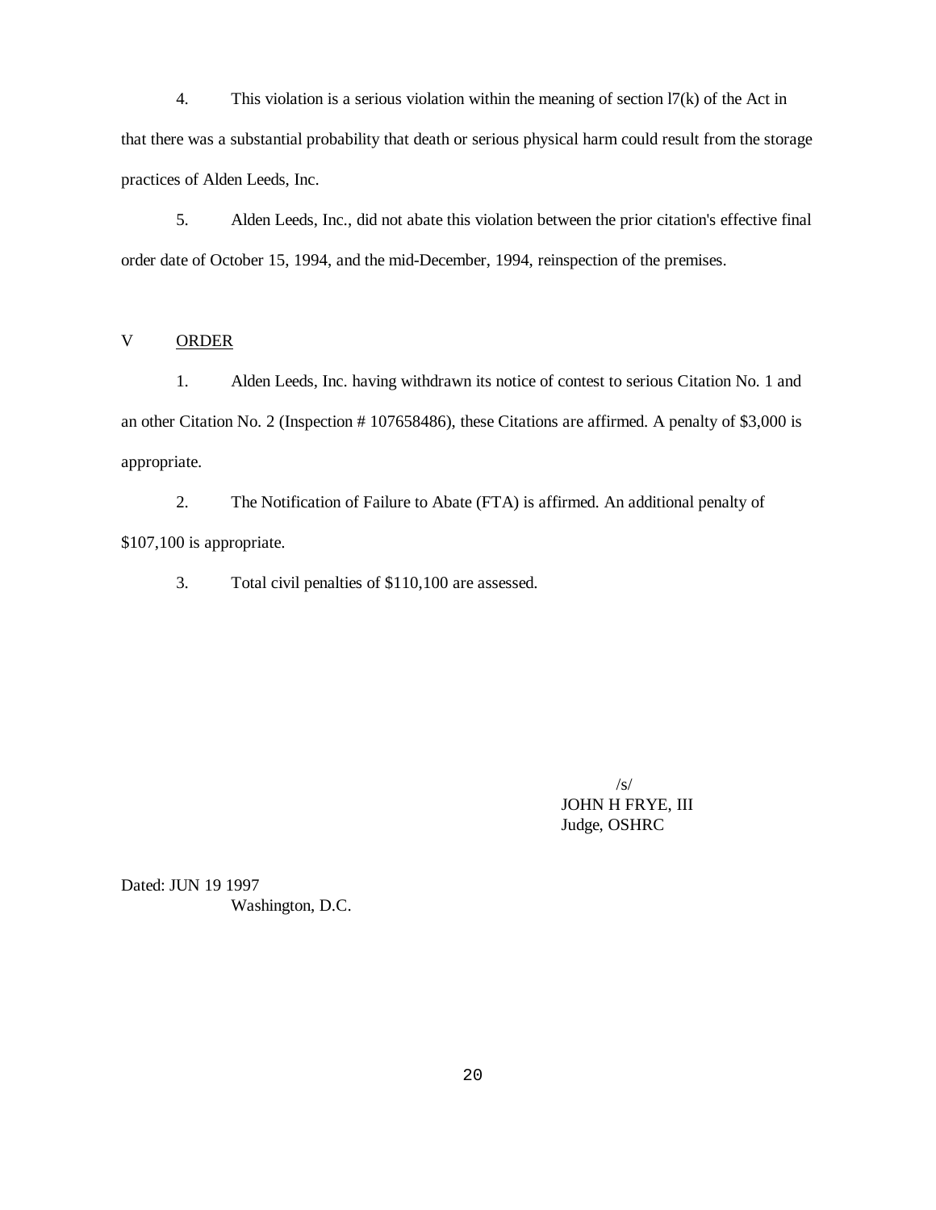4. This violation is a serious violation within the meaning of section l7(k) of the Act in that there was a substantial probability that death or serious physical harm could result from the storage practices of Alden Leeds, Inc.

5. Alden Leeds, Inc., did not abate this violation between the prior citation's effective final order date of October 15, 1994, and the mid-December, 1994, reinspection of the premises.

## V ORDER

1. Alden Leeds, Inc. having withdrawn its notice of contest to serious Citation No. 1 and an other Citation No. 2 (Inspection # 107658486), these Citations are affirmed. A penalty of $3,000 is appropriate.

2. The Notification of Failure to Abate (FTA) is affirmed. An additional penalty of $107,100 is appropriate.

3. Total civil penalties of $110,100 are assessed.

/s/
JOHN H FRYE, III
Judge, OSHRC

Dated: JUN 19 1997
Washington, D.C.